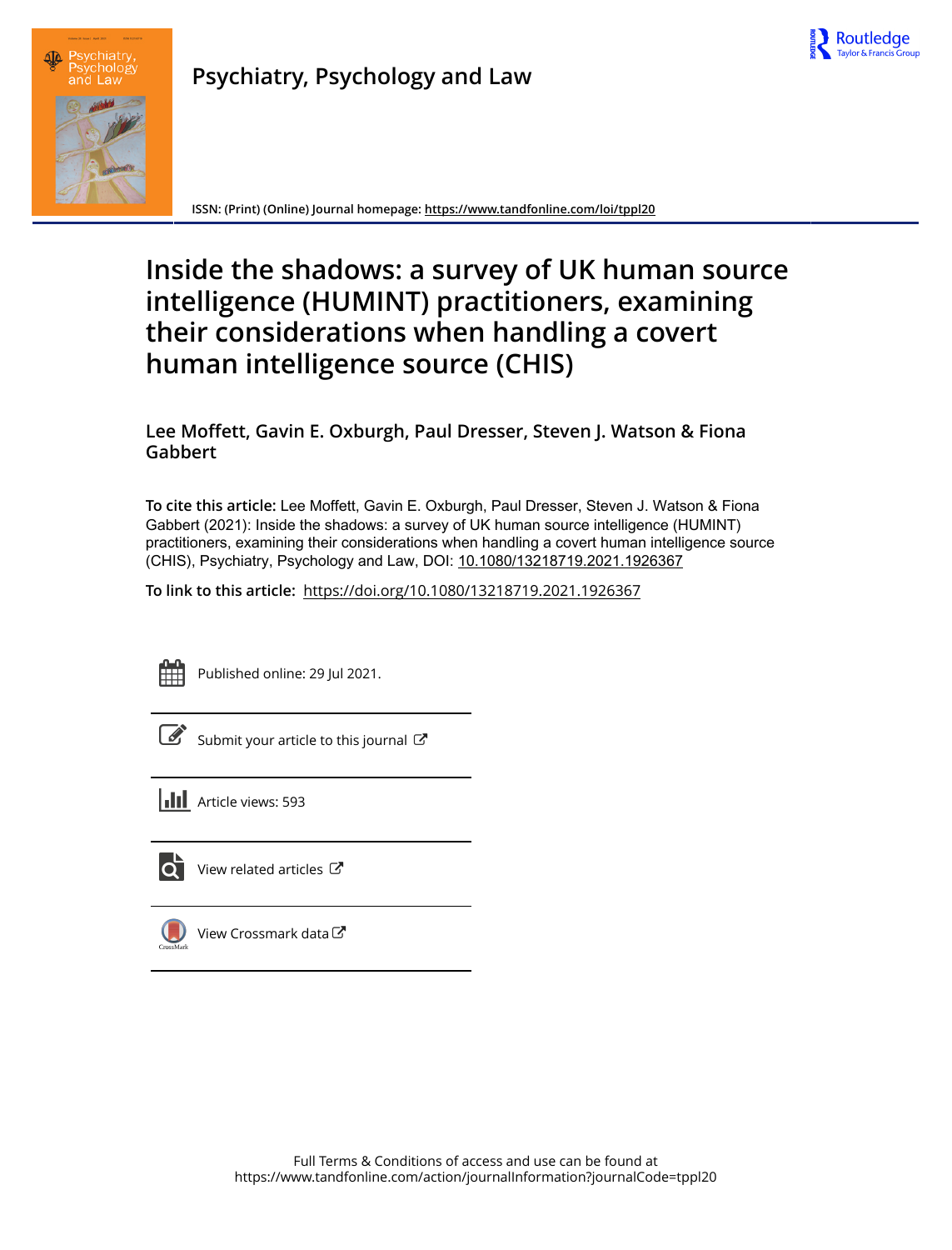# Psychiatry, Psychology and Law

ISSN: (Print) (Online) Journal homepage: https://www.tandfonline.com/loi/tppl20

# Inside the shadows: a survey of UK human source intelligence (HUMINT) practitioners, examining their considerations when handling a covert human intelligence source (CHIS)

**Lee Moffett, Gavin E. Oxburgh, Paul Dresser, Steven J. Watson & Fiona Gabbert**

**To cite this article:** Lee Moffett, Gavin E. Oxburgh, Paul Dresser, Steven J. Watson & Fiona Gabbert (2021): Inside the shadows: a survey of UK human source intelligence (HUMINT) practitioners, examining their considerations when handling a covert human intelligence source (CHIS), Psychiatry, Psychology and Law, DOI: 10.1080/13218719.2021.1926367

**To link to this article:** https://doi.org/10.1080/13218719.2021.1926367

Published online: 29 Jul 2021.

Submit your article to this journal

Article views: 593

View related articles

View Crossmark data

Full Terms & Conditions of access and use can be found at
https://www.tandfonline.com/action/journalInformation?journalCode=tppl20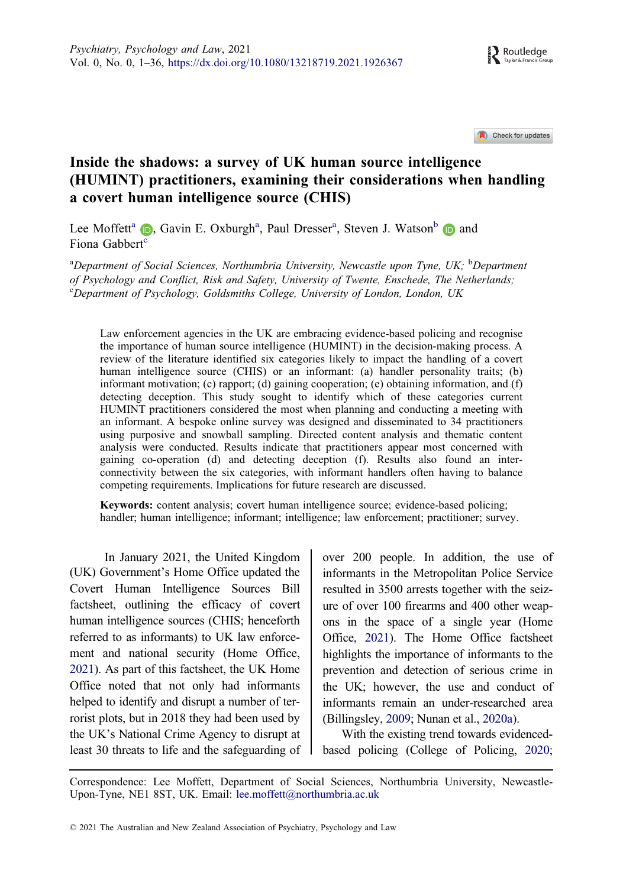# Inside the shadows: a survey of UK human source intelligence (HUMINT) practitioners, examining their considerations when handling a covert human intelligence source (CHIS)

Lee Moffett[a], Gavin E. Oxburgh[a], Paul Dresser[a], Steven J. Watson[b] and Fiona Gabbert[c]

[a]*Department of Social Sciences, Northumbria University, Newcastle upon Tyne, UK;* [b]*Department of Psychology and Conflict, Risk and Safety, University of Twente, Enschede, The Netherlands;* [c]*Department of Psychology, Goldsmiths College, University of London, London, UK*

Law enforcement agencies in the UK are embracing evidence-based policing and recognise the importance of human source intelligence (HUMINT) in the decision-making process. A review of the literature identified six categories likely to impact the handling of a covert human intelligence source (CHIS) or an informant: (a) handler personality traits; (b) informant motivation; (c) rapport; (d) gaining cooperation; (e) obtaining information, and (f) detecting deception. This study sought to identify which of these categories current HUMINT practitioners considered the most when planning and conducting a meeting with an informant. A bespoke online survey was designed and disseminated to 34 practitioners using purposive and snowball sampling. Directed content analysis and thematic content analysis were conducted. Results indicate that practitioners appear most concerned with gaining co-operation (d) and detecting deception (f). Results also found an inter-connectivity between the six categories, with informant handlers often having to balance competing requirements. Implications for future research are discussed.

**Keywords:** content analysis; covert human intelligence source; evidence-based policing; handler; human intelligence; informant; intelligence; law enforcement; practitioner; survey.

In January 2021, the United Kingdom (UK) Government's Home Office updated the Covert Human Intelligence Sources Bill factsheet, outlining the efficacy of covert human intelligence sources (CHIS; henceforth referred to as informants) to UK law enforcement and national security (Home Office, 2021). As part of this factsheet, the UK Home Office noted that not only had informants helped to identify and disrupt a number of terrorist plots, but in 2018 they had been used by the UK's National Crime Agency to disrupt at least 30 threats to life and the safeguarding of over 200 people. In addition, the use of informants in the Metropolitan Police Service resulted in 3500 arrests together with the seizure of over 100 firearms and 400 other weapons in the space of a single year (Home Office, 2021). The Home Office factsheet highlights the importance of informants to the prevention and detection of serious crime in the UK; however, the use and conduct of informants remain an under-researched area (Billingsley, 2009; Nunan et al., 2020a).

With the existing trend towards evidenced-based policing (College of Policing, 2020;

Correspondence: Lee Moffett, Department of Social Sciences, Northumbria University, Newcastle-Upon-Tyne, NE1 8ST, UK. Email: lee.moffett@northumbria.ac.uk

© 2021 The Australian and New Zealand Association of Psychiatry, Psychology and Law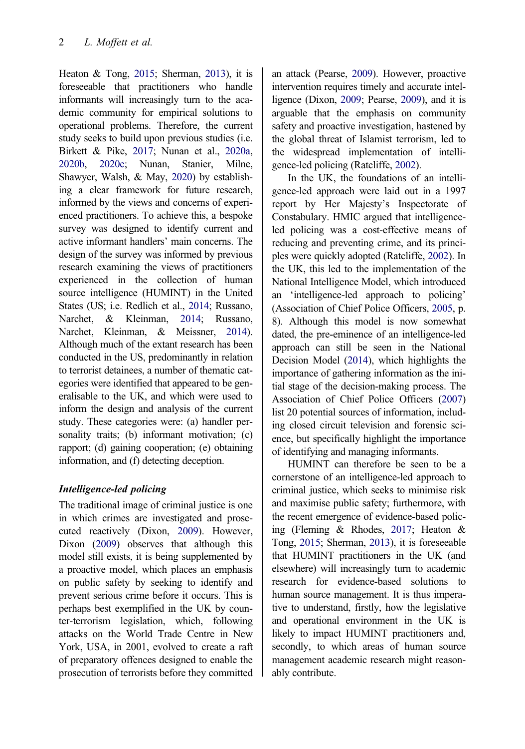Heaton & Tong, 2015; Sherman, 2013), it is foreseeable that practitioners who handle informants will increasingly turn to the academic community for empirical solutions to operational problems. Therefore, the current study seeks to build upon previous studies (i.e. Birkett & Pike, 2017; Nunan et al., 2020a, 2020b, 2020c; Nunan, Stanier, Milne, Shawyer, Walsh, & May, 2020) by establishing a clear framework for future research, informed by the views and concerns of experienced practitioners. To achieve this, a bespoke survey was designed to identify current and active informant handlers' main concerns. The design of the survey was informed by previous research examining the views of practitioners experienced in the collection of human source intelligence (HUMINT) in the United States (US; i.e. Redlich et al., 2014; Russano, Narchet, & Kleinman, 2014; Russano, Narchet, Kleinman, & Meissner, 2014). Although much of the extant research has been conducted in the US, predominantly in relation to terrorist detainees, a number of thematic categories were identified that appeared to be generalisable to the UK, and which were used to inform the design and analysis of the current study. These categories were: (a) handler personality traits; (b) informant motivation; (c) rapport; (d) gaining cooperation; (e) obtaining information, and (f) detecting deception.

### *Intelligence-led policing*

The traditional image of criminal justice is one in which crimes are investigated and prosecuted reactively (Dixon, 2009). However, Dixon (2009) observes that although this model still exists, it is being supplemented by a proactive model, which places an emphasis on public safety by seeking to identify and prevent serious crime before it occurs. This is perhaps best exemplified in the UK by counter-terrorism legislation, which, following attacks on the World Trade Centre in New York, USA, in 2001, evolved to create a raft of preparatory offences designed to enable the prosecution of terrorists before they committed an attack (Pearse, 2009). However, proactive intervention requires timely and accurate intelligence (Dixon, 2009; Pearse, 2009), and it is arguable that the emphasis on community safety and proactive investigation, hastened by the global threat of Islamist terrorism, led to the widespread implementation of intelligence-led policing (Ratcliffe, 2002).

In the UK, the foundations of an intelligence-led approach were laid out in a 1997 report by Her Majesty's Inspectorate of Constabulary. HMIC argued that intelligence-led policing was a cost-effective means of reducing and preventing crime, and its principles were quickly adopted (Ratcliffe, 2002). In the UK, this led to the implementation of the National Intelligence Model, which introduced an 'intelligence-led approach to policing' (Association of Chief Police Officers, 2005, p. 8). Although this model is now somewhat dated, the pre-eminence of an intelligence-led approach can still be seen in the National Decision Model (2014), which highlights the importance of gathering information as the initial stage of the decision-making process. The Association of Chief Police Officers (2007) list 20 potential sources of information, including closed circuit television and forensic science, but specifically highlight the importance of identifying and managing informants.

HUMINT can therefore be seen to be a cornerstone of an intelligence-led approach to criminal justice, which seeks to minimise risk and maximise public safety; furthermore, with the recent emergence of evidence-based policing (Fleming & Rhodes, 2017; Heaton & Tong, 2015; Sherman, 2013), it is foreseeable that HUMINT practitioners in the UK (and elsewhere) will increasingly turn to academic research for evidence-based solutions to human source management. It is thus imperative to understand, firstly, how the legislative and operational environment in the UK is likely to impact HUMINT practitioners and, secondly, to which areas of human source management academic research might reasonably contribute.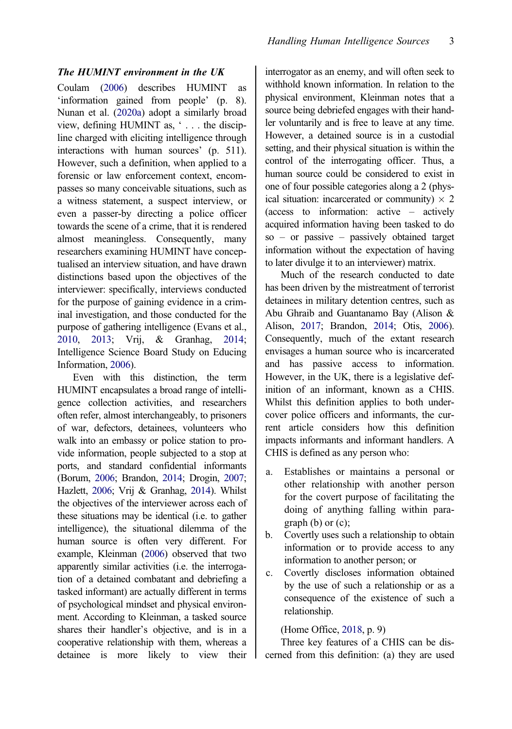### *The HUMINT environment in the UK*

Coulam (2006) describes HUMINT as 'information gained from people' (p. 8). Nunan et al. (2020a) adopt a similarly broad view, defining HUMINT as, ' . . . the discipline charged with eliciting intelligence through interactions with human sources' (p. 511). However, such a definition, when applied to a forensic or law enforcement context, encompasses so many conceivable situations, such as a witness statement, a suspect interview, or even a passer-by directing a police officer towards the scene of a crime, that it is rendered almost meaningless. Consequently, many researchers examining HUMINT have conceptualised an interview situation, and have drawn distinctions based upon the objectives of the interviewer: specifically, interviews conducted for the purpose of gaining evidence in a criminal investigation, and those conducted for the purpose of gathering intelligence (Evans et al., 2010, 2013; Vrij, & Granhag, 2014; Intelligence Science Board Study on Educing Information, 2006).

Even with this distinction, the term HUMINT encapsulates a broad range of intelligence collection activities, and researchers often refer, almost interchangeably, to prisoners of war, defectors, detainees, volunteers who walk into an embassy or police station to provide information, people subjected to a stop at ports, and standard confidential informants (Borum, 2006; Brandon, 2014; Drogin, 2007; Hazlett, 2006; Vrij & Granhag, 2014). Whilst the objectives of the interviewer across each of these situations may be identical (i.e. to gather intelligence), the situational dilemma of the human source is often very different. For example, Kleinman (2006) observed that two apparently similar activities (i.e. the interrogation of a detained combatant and debriefing a tasked informant) are actually different in terms of psychological mindset and physical environment. According to Kleinman, a tasked source shares their handler's objective, and is in a cooperative relationship with them, whereas a detainee is more likely to view their interrogator as an enemy, and will often seek to withhold known information. In relation to the physical environment, Kleinman notes that a source being debriefed engages with their handler voluntarily and is free to leave at any time. However, a detained source is in a custodial setting, and their physical situation is within the control of the interrogating officer. Thus, a human source could be considered to exist in one of four possible categories along a 2 (physical situation: incarcerated or community) × 2 (access to information: active – actively acquired information having been tasked to do so – or passive – passively obtained target information without the expectation of having to later divulge it to an interviewer) matrix.

Much of the research conducted to date has been driven by the mistreatment of terrorist detainees in military detention centres, such as Abu Ghraib and Guantanamo Bay (Alison & Alison, 2017; Brandon, 2014; Otis, 2006). Consequently, much of the extant research envisages a human source who is incarcerated and has passive access to information. However, in the UK, there is a legislative definition of an informant, known as a CHIS. Whilst this definition applies to both undercover police officers and informants, the current article considers how this definition impacts informants and informant handlers. A CHIS is defined as any person who:

a. Establishes or maintains a personal or other relationship with another person for the covert purpose of facilitating the doing of anything falling within paragraph (b) or (c);
b. Covertly uses such a relationship to obtain information or to provide access to any information to another person; or
c. Covertly discloses information obtained by the use of such a relationship or as a consequence of the existence of such a relationship.

(Home Office, 2018, p. 9)

Three key features of a CHIS can be discerned from this definition: (a) they are used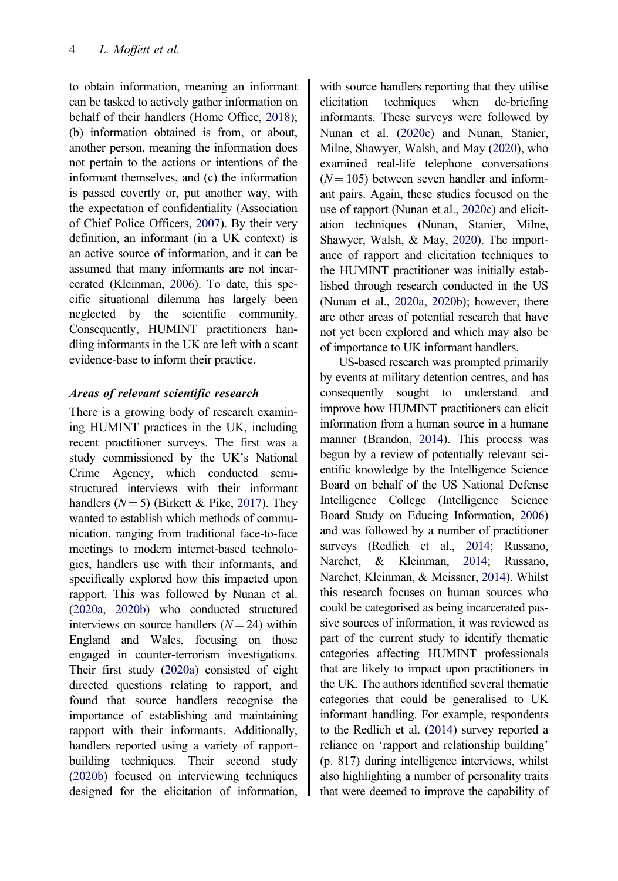to obtain information, meaning an informant can be tasked to actively gather information on behalf of their handlers (Home Office, 2018); (b) information obtained is from, or about, another person, meaning the information does not pertain to the actions or intentions of the informant themselves, and (c) the information is passed covertly or, put another way, with the expectation of confidentiality (Association of Chief Police Officers, 2007). By their very definition, an informant (in a UK context) is an active source of information, and it can be assumed that many informants are not incarcerated (Kleinman, 2006). To date, this specific situational dilemma has largely been neglected by the scientific community. Consequently, HUMINT practitioners handling informants in the UK are left with a scant evidence-base to inform their practice.

### *Areas of relevant scientific research*

There is a growing body of research examining HUMINT practices in the UK, including recent practitioner surveys. The first was a study commissioned by the UK's National Crime Agency, which conducted semi-structured interviews with their informant handlers ($N = 5$) (Birkett & Pike, 2017). They wanted to establish which methods of communication, ranging from traditional face-to-face meetings to modern internet-based technologies, handlers use with their informants, and specifically explored how this impacted upon rapport. This was followed by Nunan et al. (2020a, 2020b) who conducted structured interviews on source handlers ($N = 24$) within England and Wales, focusing on those engaged in counter-terrorism investigations. Their first study (2020a) consisted of eight directed questions relating to rapport, and found that source handlers recognise the importance of establishing and maintaining rapport with their informants. Additionally, handlers reported using a variety of rapport-building techniques. Their second study (2020b) focused on interviewing techniques designed for the elicitation of information, with source handlers reporting that they utilise elicitation techniques when de-briefing informants. These surveys were followed by Nunan et al. (2020c) and Nunan, Stanier, Milne, Shawyer, Walsh, and May (2020), who examined real-life telephone conversations ($N = 105$) between seven handler and informant pairs. Again, these studies focused on the use of rapport (Nunan et al., 2020c) and elicitation techniques (Nunan, Stanier, Milne, Shawyer, Walsh, & May, 2020). The importance of rapport and elicitation techniques to the HUMINT practitioner was initially established through research conducted in the US (Nunan et al., 2020a, 2020b); however, there are other areas of potential research that have not yet been explored and which may also be of importance to UK informant handlers.

US-based research was prompted primarily by events at military detention centres, and has consequently sought to understand and improve how HUMINT practitioners can elicit information from a human source in a humane manner (Brandon, 2014). This process was begun by a review of potentially relevant scientific knowledge by the Intelligence Science Board on behalf of the US National Defense Intelligence College (Intelligence Science Board Study on Educing Information, 2006) and was followed by a number of practitioner surveys (Redlich et al., 2014; Russano, Narchet, & Kleinman, 2014; Russano, Narchet, Kleinman, & Meissner, 2014). Whilst this research focuses on human sources who could be categorised as being incarcerated passive sources of information, it was reviewed as part of the current study to identify thematic categories affecting HUMINT professionals that are likely to impact upon practitioners in the UK. The authors identified several thematic categories that could be generalised to UK informant handling. For example, respondents to the Redlich et al. (2014) survey reported a reliance on 'rapport and relationship building' (p. 817) during intelligence interviews, whilst also highlighting a number of personality traits that were deemed to improve the capability of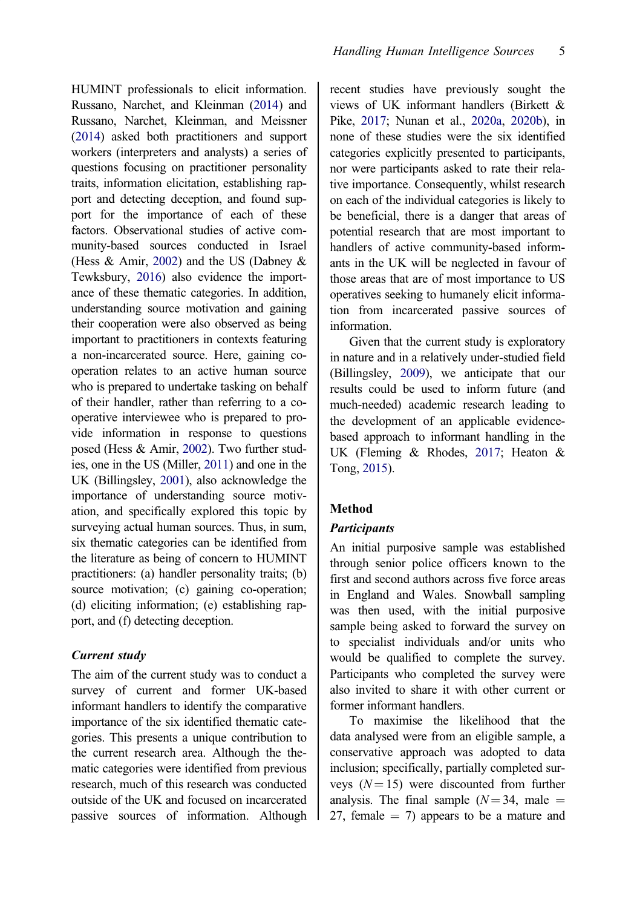HUMINT professionals to elicit information. Russano, Narchet, and Kleinman (2014) and Russano, Narchet, Kleinman, and Meissner (2014) asked both practitioners and support workers (interpreters and analysts) a series of questions focusing on practitioner personality traits, information elicitation, establishing rapport and detecting deception, and found support for the importance of each of these factors. Observational studies of active community-based sources conducted in Israel (Hess & Amir, 2002) and the US (Dabney & Tewksbury, 2016) also evidence the importance of these thematic categories. In addition, understanding source motivation and gaining their cooperation were also observed as being important to practitioners in contexts featuring a non-incarcerated source. Here, gaining co-operation relates to an active human source who is prepared to undertake tasking on behalf of their handler, rather than referring to a co-operative interviewee who is prepared to provide information in response to questions posed (Hess & Amir, 2002). Two further studies, one in the US (Miller, 2011) and one in the UK (Billingsley, 2001), also acknowledge the importance of understanding source motivation, and specifically explored this topic by surveying actual human sources. Thus, in sum, six thematic categories can be identified from the literature as being of concern to HUMINT practitioners: (a) handler personality traits; (b) source motivation; (c) gaining co-operation; (d) eliciting information; (e) establishing rapport, and (f) detecting deception.

### *Current study*

The aim of the current study was to conduct a survey of current and former UK-based informant handlers to identify the comparative importance of the six identified thematic categories. This presents a unique contribution to the current research area. Although the thematic categories were identified from previous research, much of this research was conducted outside of the UK and focused on incarcerated passive sources of information. Although recent studies have previously sought the views of UK informant handlers (Birkett & Pike, 2017; Nunan et al., 2020a, 2020b), in none of these studies were the six identified categories explicitly presented to participants, nor were participants asked to rate their relative importance. Consequently, whilst research on each of the individual categories is likely to be beneficial, there is a danger that areas of potential research that are most important to handlers of active community-based informants in the UK will be neglected in favour of those areas that are of most importance to US operatives seeking to humanely elicit information from incarcerated passive sources of information.

Given that the current study is exploratory in nature and in a relatively under-studied field (Billingsley, 2009), we anticipate that our results could be used to inform future (and much-needed) academic research leading to the development of an applicable evidence-based approach to informant handling in the UK (Fleming & Rhodes, 2017; Heaton & Tong, 2015).

## Method

### *Participants*

An initial purposive sample was established through senior police officers known to the first and second authors across five force areas in England and Wales. Snowball sampling was then used, with the initial purposive sample being asked to forward the survey on to specialist individuals and/or units who would be qualified to complete the survey. Participants who completed the survey were also invited to share it with other current or former informant handlers.

To maximise the likelihood that the data analysed were from an eligible sample, a conservative approach was adopted to data inclusion; specifically, partially completed surveys ($N = 15$) were discounted from further analysis. The final sample ($N = 34$, male $=$ 27, female $=$ 7) appears to be a mature and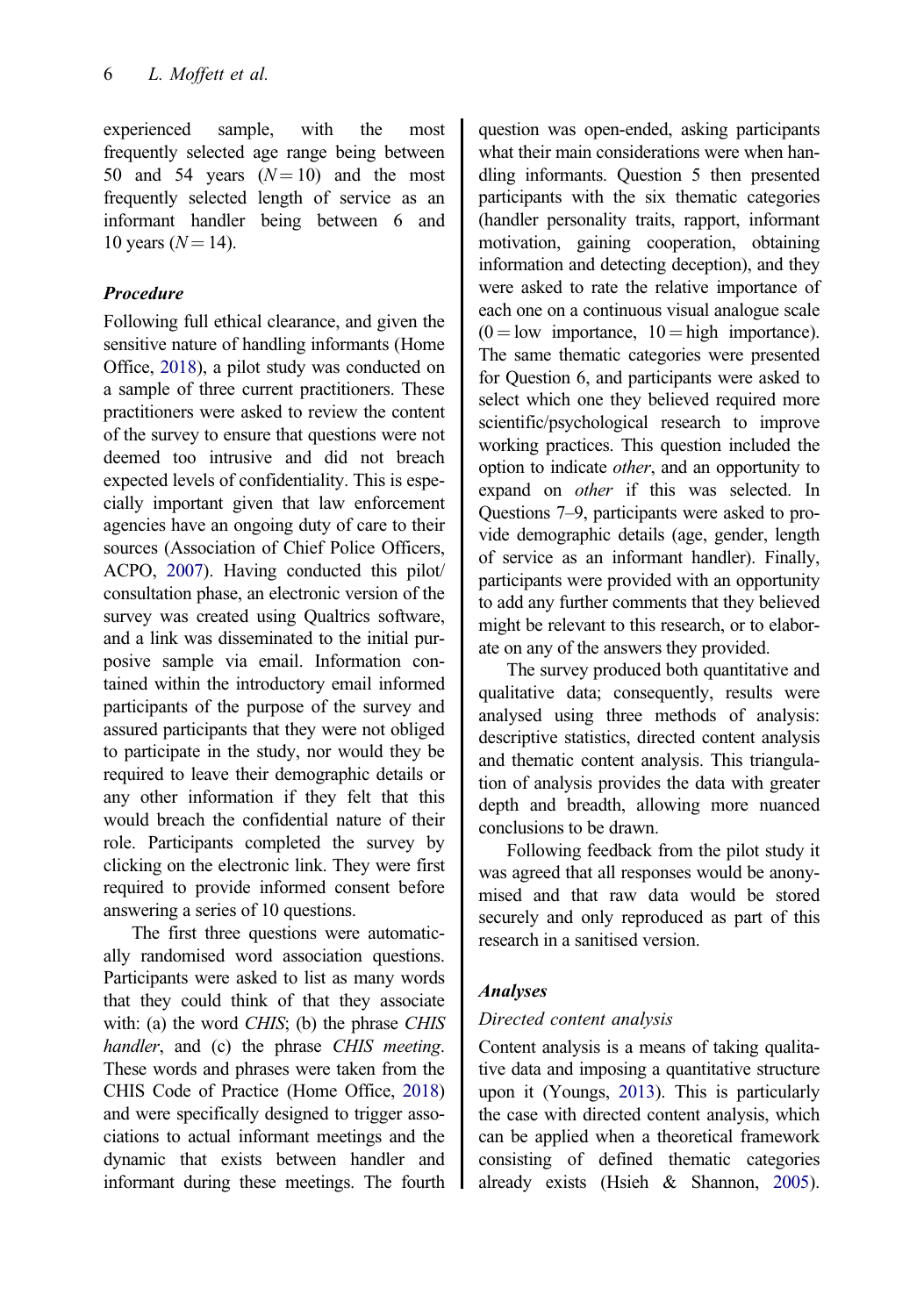experienced sample, with the most frequently selected age range being between 50 and 54 years ($N = 10$) and the most frequently selected length of service as an informant handler being between 6 and 10 years ($N = 14$).

### *Procedure*

Following full ethical clearance, and given the sensitive nature of handling informants (Home Office, 2018), a pilot study was conducted on a sample of three current practitioners. These practitioners were asked to review the content of the survey to ensure that questions were not deemed too intrusive and did not breach expected levels of confidentiality. This is especially important given that law enforcement agencies have an ongoing duty of care to their sources (Association of Chief Police Officers, ACPO, 2007). Having conducted this pilot/consultation phase, an electronic version of the survey was created using Qualtrics software, and a link was disseminated to the initial purposive sample via email. Information contained within the introductory email informed participants of the purpose of the survey and assured participants that they were not obliged to participate in the study, nor would they be required to leave their demographic details or any other information if they felt that this would breach the confidential nature of their role. Participants completed the survey by clicking on the electronic link. They were first required to provide informed consent before answering a series of 10 questions.

The first three questions were automatically randomised word association questions. Participants were asked to list as many words that they could think of that they associate with: (a) the word *CHIS*; (b) the phrase *CHIS handler*, and (c) the phrase *CHIS meeting*. These words and phrases were taken from the CHIS Code of Practice (Home Office, 2018) and were specifically designed to trigger associations to actual informant meetings and the dynamic that exists between handler and informant during these meetings. The fourth question was open-ended, asking participants what their main considerations were when handling informants. Question 5 then presented participants with the six thematic categories (handler personality traits, rapport, informant motivation, gaining cooperation, obtaining information and detecting deception), and they were asked to rate the relative importance of each one on a continuous visual analogue scale (0 = low importance, 10 = high importance). The same thematic categories were presented for Question 6, and participants were asked to select which one they believed required more scientific/psychological research to improve working practices. This question included the option to indicate *other*, and an opportunity to expand on *other* if this was selected. In Questions 7–9, participants were asked to provide demographic details (age, gender, length of service as an informant handler). Finally, participants were provided with an opportunity to add any further comments that they believed might be relevant to this research, or to elaborate on any of the answers they provided.

The survey produced both quantitative and qualitative data; consequently, results were analysed using three methods of analysis: descriptive statistics, directed content analysis and thematic content analysis. This triangulation of analysis provides the data with greater depth and breadth, allowing more nuanced conclusions to be drawn.

Following feedback from the pilot study it was agreed that all responses would be anonymised and that raw data would be stored securely and only reproduced as part of this research in a sanitised version.

### *Analyses*

#### *Directed content analysis*

Content analysis is a means of taking qualitative data and imposing a quantitative structure upon it (Youngs, 2013). This is particularly the case with directed content analysis, which can be applied when a theoretical framework consisting of defined thematic categories already exists (Hsieh & Shannon, 2005).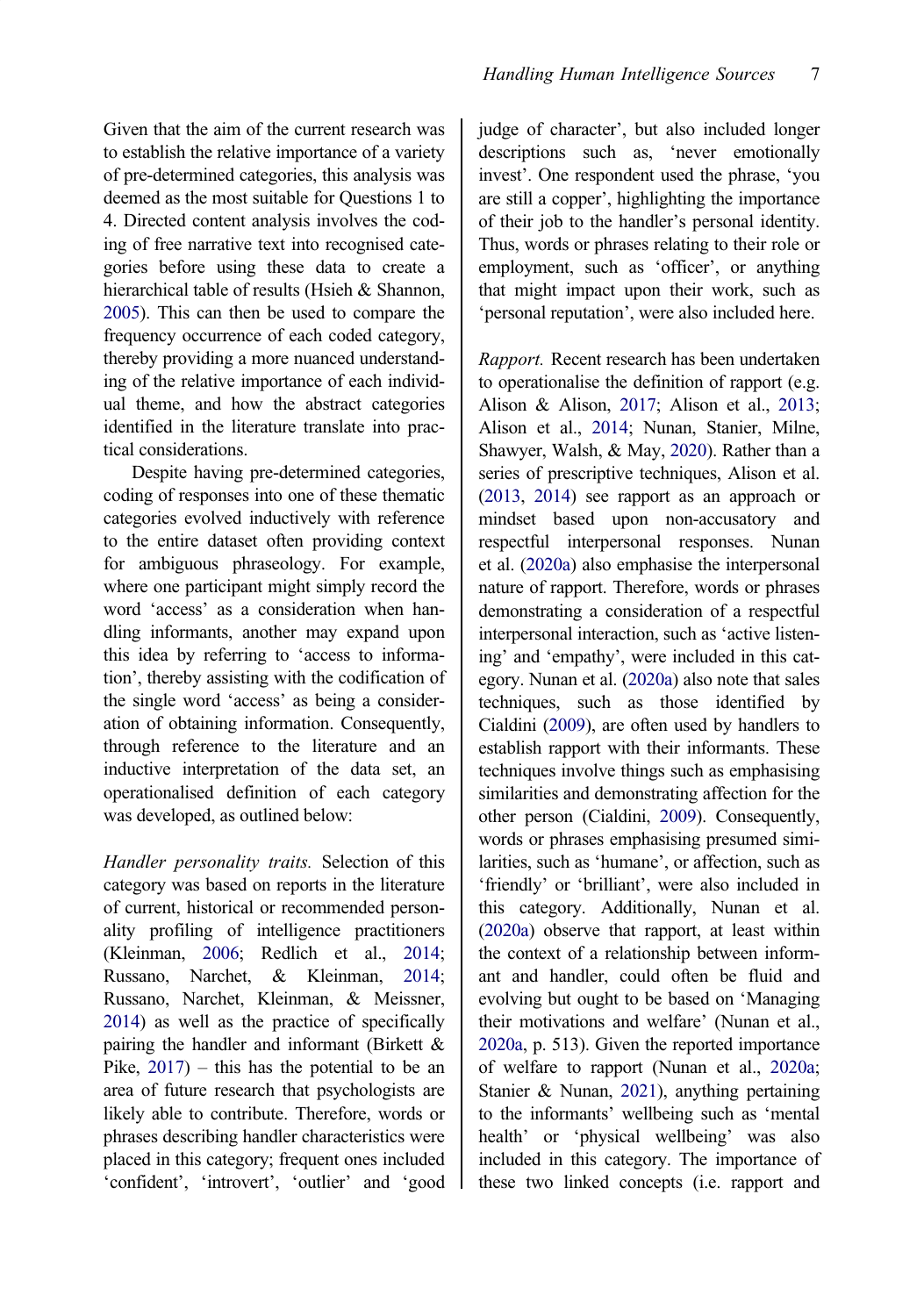Given that the aim of the current research was to establish the relative importance of a variety of pre-determined categories, this analysis was deemed as the most suitable for Questions 1 to 4. Directed content analysis involves the coding of free narrative text into recognised categories before using these data to create a hierarchical table of results (Hsieh & Shannon, 2005). This can then be used to compare the frequency occurrence of each coded category, thereby providing a more nuanced understanding of the relative importance of each individual theme, and how the abstract categories identified in the literature translate into practical considerations.

Despite having pre-determined categories, coding of responses into one of these thematic categories evolved inductively with reference to the entire dataset often providing context for ambiguous phraseology. For example, where one participant might simply record the word 'access' as a consideration when handling informants, another may expand upon this idea by referring to 'access to information', thereby assisting with the codification of the single word 'access' as being a consideration of obtaining information. Consequently, through reference to the literature and an inductive interpretation of the data set, an operationalised definition of each category was developed, as outlined below:

*Handler personality traits.* Selection of this category was based on reports in the literature of current, historical or recommended personality profiling of intelligence practitioners (Kleinman, 2006; Redlich et al., 2014; Russano, Narchet, & Kleinman, 2014; Russano, Narchet, Kleinman, & Meissner, 2014) as well as the practice of specifically pairing the handler and informant (Birkett & Pike, 2017) – this has the potential to be an area of future research that psychologists are likely able to contribute. Therefore, words or phrases describing handler characteristics were placed in this category; frequent ones included 'confident', 'introvert', 'outlier' and 'good judge of character', but also included longer descriptions such as, 'never emotionally invest'. One respondent used the phrase, 'you are still a copper', highlighting the importance of their job to the handler's personal identity. Thus, words or phrases relating to their role or employment, such as 'officer', or anything that might impact upon their work, such as 'personal reputation', were also included here.

*Rapport.* Recent research has been undertaken to operationalise the definition of rapport (e.g. Alison & Alison, 2017; Alison et al., 2013; Alison et al., 2014; Nunan, Stanier, Milne, Shawyer, Walsh, & May, 2020). Rather than a series of prescriptive techniques, Alison et al. (2013, 2014) see rapport as an approach or mindset based upon non-accusatory and respectful interpersonal responses. Nunan et al. (2020a) also emphasise the interpersonal nature of rapport. Therefore, words or phrases demonstrating a consideration of a respectful interpersonal interaction, such as 'active listening' and 'empathy', were included in this category. Nunan et al. (2020a) also note that sales techniques, such as those identified by Cialdini (2009), are often used by handlers to establish rapport with their informants. These techniques involve things such as emphasising similarities and demonstrating affection for the other person (Cialdini, 2009). Consequently, words or phrases emphasising presumed similarities, such as 'humane', or affection, such as 'friendly' or 'brilliant', were also included in this category. Additionally, Nunan et al. (2020a) observe that rapport, at least within the context of a relationship between informant and handler, could often be fluid and evolving but ought to be based on 'Managing their motivations and welfare' (Nunan et al., 2020a, p. 513). Given the reported importance of welfare to rapport (Nunan et al., 2020a; Stanier & Nunan, 2021), anything pertaining to the informants' wellbeing such as 'mental health' or 'physical wellbeing' was also included in this category. The importance of these two linked concepts (i.e. rapport and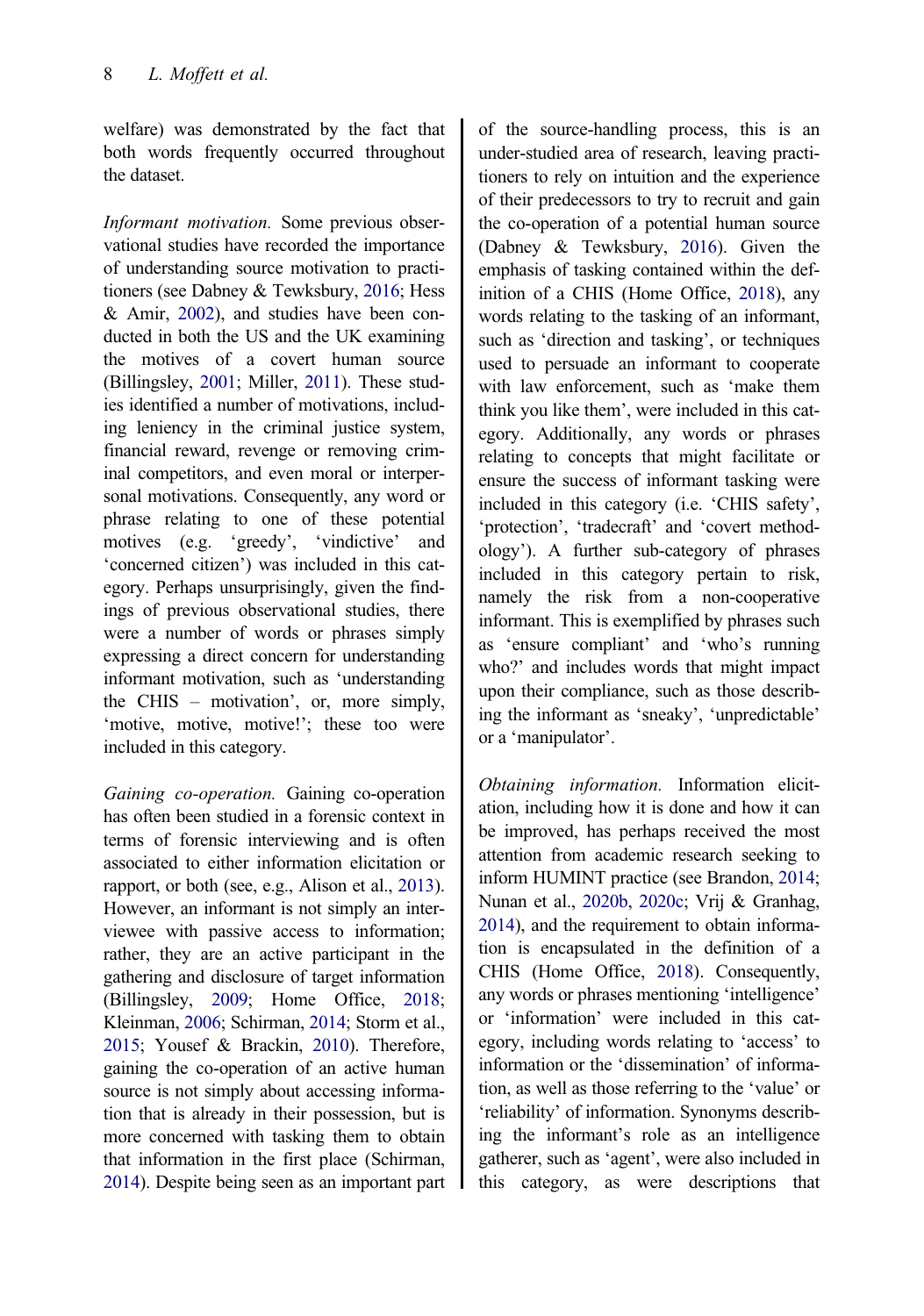welfare) was demonstrated by the fact that both words frequently occurred throughout the dataset.

*Informant motivation.* Some previous observational studies have recorded the importance of understanding source motivation to practitioners (see Dabney & Tewksbury, 2016; Hess & Amir, 2002), and studies have been conducted in both the US and the UK examining the motives of a covert human source (Billingsley, 2001; Miller, 2011). These studies identified a number of motivations, including leniency in the criminal justice system, financial reward, revenge or removing criminal competitors, and even moral or interpersonal motivations. Consequently, any word or phrase relating to one of these potential motives (e.g. 'greedy', 'vindictive' and 'concerned citizen') was included in this category. Perhaps unsurprisingly, given the findings of previous observational studies, there were a number of words or phrases simply expressing a direct concern for understanding informant motivation, such as 'understanding the CHIS – motivation', or, more simply, 'motive, motive, motive!'; these too were included in this category.

*Gaining co-operation.* Gaining co-operation has often been studied in a forensic context in terms of forensic interviewing and is often associated to either information elicitation or rapport, or both (see, e.g., Alison et al., 2013). However, an informant is not simply an interviewee with passive access to information; rather, they are an active participant in the gathering and disclosure of target information (Billingsley, 2009; Home Office, 2018; Kleinman, 2006; Schirman, 2014; Storm et al., 2015; Yousef & Brackin, 2010). Therefore, gaining the co-operation of an active human source is not simply about accessing information that is already in their possession, but is more concerned with tasking them to obtain that information in the first place (Schirman, 2014). Despite being seen as an important part of the source-handling process, this is an under-studied area of research, leaving practitioners to rely on intuition and the experience of their predecessors to try to recruit and gain the co-operation of a potential human source (Dabney & Tewksbury, 2016). Given the emphasis of tasking contained within the definition of a CHIS (Home Office, 2018), any words relating to the tasking of an informant, such as 'direction and tasking', or techniques used to persuade an informant to cooperate with law enforcement, such as 'make them think you like them', were included in this category. Additionally, any words or phrases relating to concepts that might facilitate or ensure the success of informant tasking were included in this category (i.e. 'CHIS safety', 'protection', 'tradecraft' and 'covert methodology'). A further sub-category of phrases included in this category pertain to risk, namely the risk from a non-cooperative informant. This is exemplified by phrases such as 'ensure compliant' and 'who's running who?' and includes words that might impact upon their compliance, such as those describing the informant as 'sneaky', 'unpredictable' or a 'manipulator'.

*Obtaining information.* Information elicitation, including how it is done and how it can be improved, has perhaps received the most attention from academic research seeking to inform HUMINT practice (see Brandon, 2014; Nunan et al., 2020b, 2020c; Vrij & Granhag, 2014), and the requirement to obtain information is encapsulated in the definition of a CHIS (Home Office, 2018). Consequently, any words or phrases mentioning 'intelligence' or 'information' were included in this category, including words relating to 'access' to information or the 'dissemination' of information, as well as those referring to the 'value' or 'reliability' of information. Synonyms describing the informant's role as an intelligence gatherer, such as 'agent', were also included in this category, as were descriptions that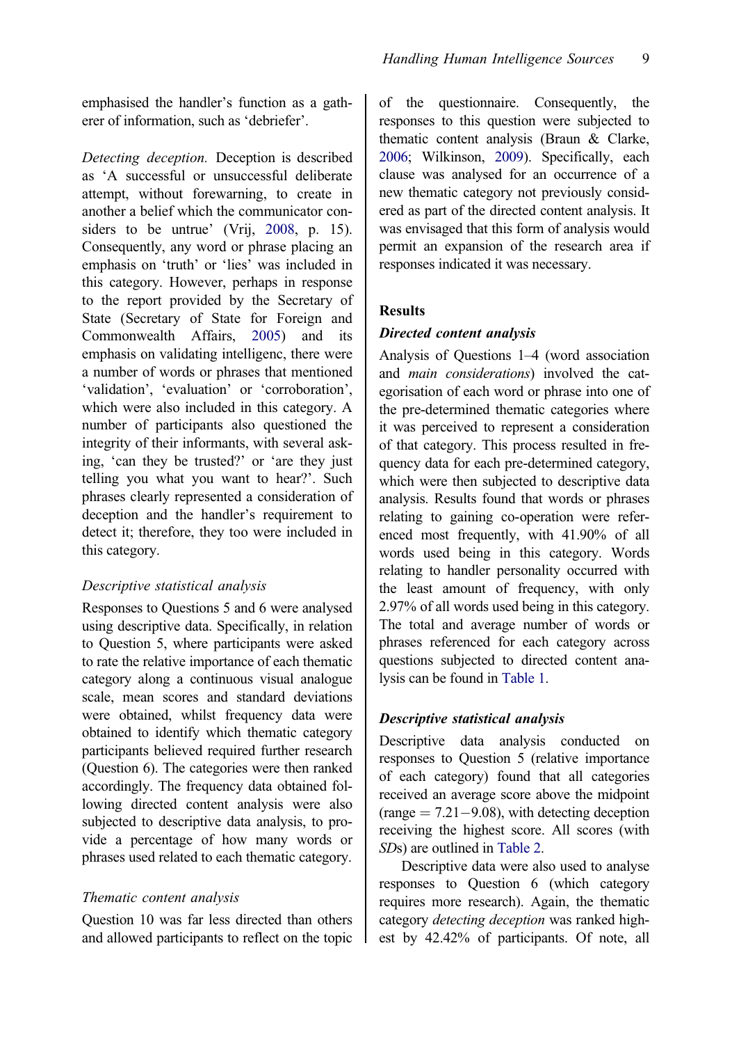emphasised the handler's function as a gatherer of information, such as 'debriefer'.

*Detecting deception.* Deception is described as 'A successful or unsuccessful deliberate attempt, without forewarning, to create in another a belief which the communicator considers to be untrue' (Vrij, 2008, p. 15). Consequently, any word or phrase placing an emphasis on 'truth' or 'lies' was included in this category. However, perhaps in response to the report provided by the Secretary of State (Secretary of State for Foreign and Commonwealth Affairs, 2005) and its emphasis on validating intelligenc, there were a number of words or phrases that mentioned 'validation', 'evaluation' or 'corroboration', which were also included in this category. A number of participants also questioned the integrity of their informants, with several asking, 'can they be trusted?' or 'are they just telling you what you want to hear?'. Such phrases clearly represented a consideration of deception and the handler's requirement to detect it; therefore, they too were included in this category.

### *Descriptive statistical analysis*

Responses to Questions 5 and 6 were analysed using descriptive data. Specifically, in relation to Question 5, where participants were asked to rate the relative importance of each thematic category along a continuous visual analogue scale, mean scores and standard deviations were obtained, whilst frequency data were obtained to identify which thematic category participants believed required further research (Question 6). The categories were then ranked accordingly. The frequency data obtained following directed content analysis were also subjected to descriptive data analysis, to provide a percentage of how many words or phrases used related to each thematic category.

### *Thematic content analysis*

Question 10 was far less directed than others and allowed participants to reflect on the topic of the questionnaire. Consequently, the responses to this question were subjected to thematic content analysis (Braun & Clarke, 2006; Wilkinson, 2009). Specifically, each clause was analysed for an occurrence of a new thematic category not previously considered as part of the directed content analysis. It was envisaged that this form of analysis would permit an expansion of the research area if responses indicated it was necessary.

## Results

### *Directed content analysis*

Analysis of Questions 1–4 (word association and *main considerations*) involved the categorisation of each word or phrase into one of the pre-determined thematic categories where it was perceived to represent a consideration of that category. This process resulted in frequency data for each pre-determined category, which were then subjected to descriptive data analysis. Results found that words or phrases relating to gaining co-operation were referenced most frequently, with 41.90% of all words used being in this category. Words relating to handler personality occurred with the least amount of frequency, with only 2.97% of all words used being in this category. The total and average number of words or phrases referenced for each category across questions subjected to directed content analysis can be found in Table 1.

### *Descriptive statistical analysis*

Descriptive data analysis conducted on responses to Question 5 (relative importance of each category) found that all categories received an average score above the midpoint (range = 7.21−9.08), with detecting deception receiving the highest score. All scores (with *SD*s) are outlined in Table 2.

Descriptive data were also used to analyse responses to Question 6 (which category requires more research). Again, the thematic category *detecting deception* was ranked highest by 42.42% of participants. Of note, all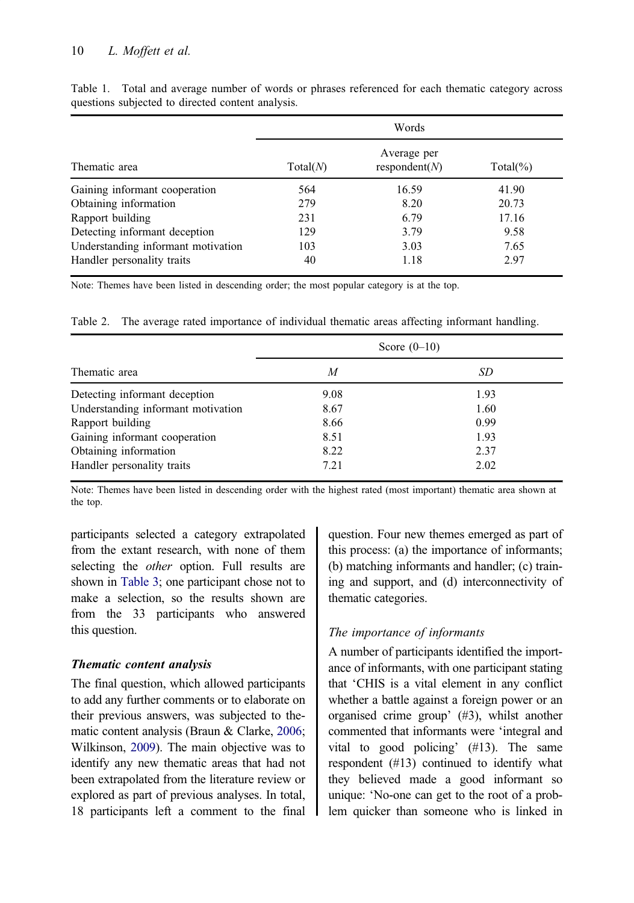Table 1. Total and average number of words or phrases referenced for each thematic category across questions subjected to directed content analysis.

| Thematic area | Words | | |
|---|---|---|---|
| | Total(*N*) | Average per respondent(*N*) | Total(%) |
| Gaining informant cooperation | 564 | 16.59 | 41.90 |
| Obtaining information | 279 | 8.20 | 20.73 |
| Rapport building | 231 | 6.79 | 17.16 |
| Detecting informant deception | 129 | 3.79 | 9.58 |
| Understanding informant motivation | 103 | 3.03 | 7.65 |
| Handler personality traits | 40 | 1.18 | 2.97 |

Note: Themes have been listed in descending order; the most popular category is at the top.

Table 2. The average rated importance of individual thematic areas affecting informant handling.

| Thematic area | Score (0–10) | |
|---|---|---|
| | *M* | *SD* |
| Detecting informant deception | 9.08 | 1.93 |
| Understanding informant motivation | 8.67 | 1.60 |
| Rapport building | 8.66 | 0.99 |
| Gaining informant cooperation | 8.51 | 1.93 |
| Obtaining information | 8.22 | 2.37 |
| Handler personality traits | 7.21 | 2.02 |

Note: Themes have been listed in descending order with the highest rated (most important) thematic area shown at the top.

participants selected a category extrapolated from the extant research, with none of them selecting the *other* option. Full results are shown in Table 3; one participant chose not to make a selection, so the results shown are from the 33 participants who answered this question.

### Thematic content analysis

The final question, which allowed participants to add any further comments or to elaborate on their previous answers, was subjected to thematic content analysis (Braun & Clarke, 2006; Wilkinson, 2009). The main objective was to identify any new thematic areas that had not been extrapolated from the literature review or explored as part of previous analyses. In total, 18 participants left a comment to the final question. Four new themes emerged as part of this process: (a) the importance of informants; (b) matching informants and handler; (c) training and support, and (d) interconnectivity of thematic categories.

#### *The importance of informants*

A number of participants identified the importance of informants, with one participant stating that 'CHIS is a vital element in any conflict whether a battle against a foreign power or an organised crime group' (#3), whilst another commented that informants were 'integral and vital to good policing' (#13). The same respondent (#13) continued to identify what they believed made a good informant so unique: 'No-one can get to the root of a problem quicker than someone who is linked in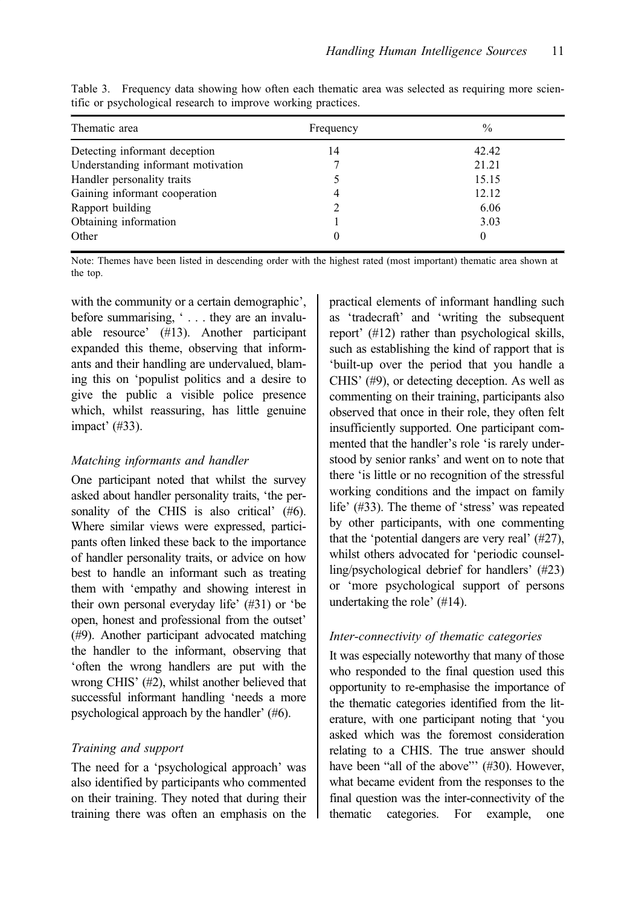Table 3. Frequency data showing how often each thematic area was selected as requiring more scientific or psychological research to improve working practices.

| Thematic area | Frequency | % |
|---|---|---|
| Detecting informant deception | 14 | 42.42 |
| Understanding informant motivation | 7 | 21.21 |
| Handler personality traits | 5 | 15.15 |
| Gaining informant cooperation | 4 | 12.12 |
| Rapport building | 2 | 6.06 |
| Obtaining information | 1 | 3.03 |
| Other | 0 | 0 |

Note: Themes have been listed in descending order with the highest rated (most important) thematic area shown at the top.

with the community or a certain demographic', before summarising, ' . . . they are an invaluable resource' (#13). Another participant expanded this theme, observing that informants and their handling are undervalued, blaming this on 'populist politics and a desire to give the public a visible police presence which, whilst reassuring, has little genuine impact' (#33).

### *Matching informants and handler*

One participant noted that whilst the survey asked about handler personality traits, 'the personality of the CHIS is also critical' (#6). Where similar views were expressed, participants often linked these back to the importance of handler personality traits, or advice on how best to handle an informant such as treating them with 'empathy and showing interest in their own personal everyday life' (#31) or 'be open, honest and professional from the outset' (#9). Another participant advocated matching the handler to the informant, observing that 'often the wrong handlers are put with the wrong CHIS' (#2), whilst another believed that successful informant handling 'needs a more psychological approach by the handler' (#6).

### *Training and support*

The need for a 'psychological approach' was also identified by participants who commented on their training. They noted that during their training there was often an emphasis on the practical elements of informant handling such as 'tradecraft' and 'writing the subsequent report' (#12) rather than psychological skills, such as establishing the kind of rapport that is 'built-up over the period that you handle a CHIS' (#9), or detecting deception. As well as commenting on their training, participants also observed that once in their role, they often felt insufficiently supported. One participant commented that the handler's role 'is rarely understood by senior ranks' and went on to note that there 'is little or no recognition of the stressful working conditions and the impact on family life' (#33). The theme of 'stress' was repeated by other participants, with one commenting that the 'potential dangers are very real' (#27), whilst others advocated for 'periodic counselling/psychological debrief for handlers' (#23) or 'more psychological support of persons undertaking the role' (#14).

### *Inter-connectivity of thematic categories*

It was especially noteworthy that many of those who responded to the final question used this opportunity to re-emphasise the importance of the thematic categories identified from the literature, with one participant noting that 'you asked which was the foremost consideration relating to a CHIS. The true answer should have been "all of the above"' (#30). However, what became evident from the responses to the final question was the inter-connectivity of the thematic categories. For example, one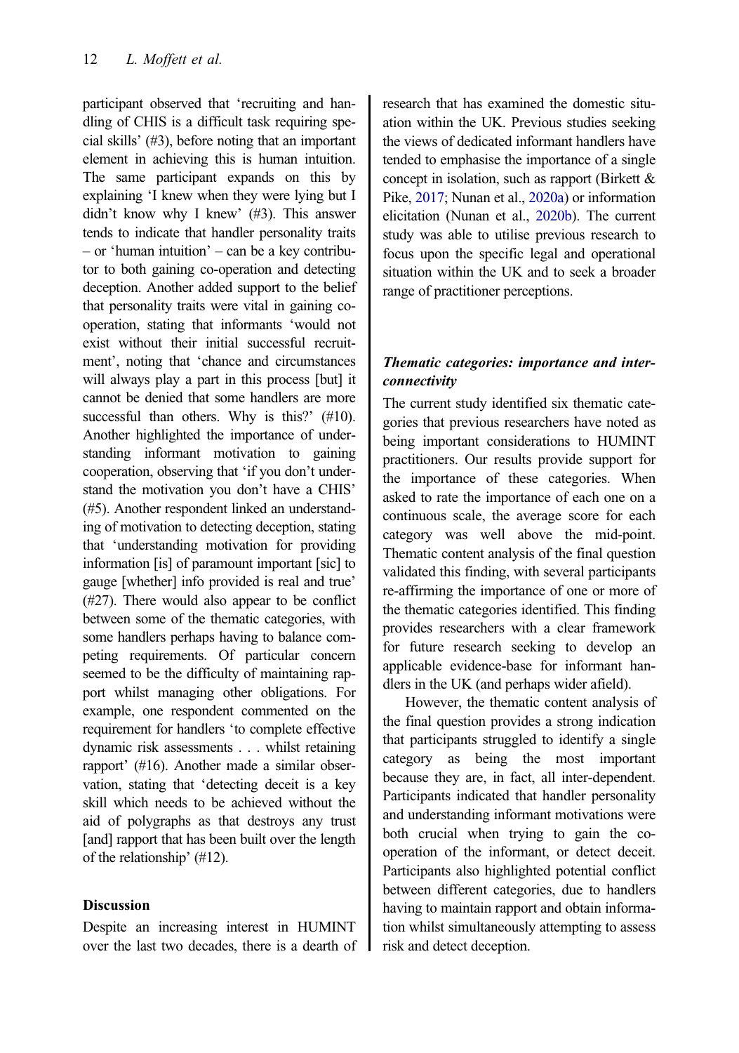participant observed that 'recruiting and handling of CHIS is a difficult task requiring special skills' (#3), before noting that an important element in achieving this is human intuition. The same participant expands on this by explaining 'I knew when they were lying but I didn't know why I knew' (#3). This answer tends to indicate that handler personality traits – or 'human intuition' – can be a key contributor to both gaining co-operation and detecting deception. Another added support to the belief that personality traits were vital in gaining co-operation, stating that informants 'would not exist without their initial successful recruitment', noting that 'chance and circumstances will always play a part in this process [but] it cannot be denied that some handlers are more successful than others. Why is this?' (#10). Another highlighted the importance of understanding informant motivation to gaining cooperation, observing that 'if you don't understand the motivation you don't have a CHIS' (#5). Another respondent linked an understanding of motivation to detecting deception, stating that 'understanding motivation for providing information [is] of paramount important [sic] to gauge [whether] info provided is real and true' (#27). There would also appear to be conflict between some of the thematic categories, with some handlers perhaps having to balance competing requirements. Of particular concern seemed to be the difficulty of maintaining rapport whilst managing other obligations. For example, one respondent commented on the requirement for handlers 'to complete effective dynamic risk assessments . . . whilst retaining rapport' (#16). Another made a similar observation, stating that 'detecting deceit is a key skill which needs to be achieved without the aid of polygraphs as that destroys any trust [and] rapport that has been built over the length of the relationship' (#12).

## Discussion

Despite an increasing interest in HUMINT over the last two decades, there is a dearth of research that has examined the domestic situation within the UK. Previous studies seeking the views of dedicated informant handlers have tended to emphasise the importance of a single concept in isolation, such as rapport (Birkett & Pike, 2017; Nunan et al., 2020a) or information elicitation (Nunan et al., 2020b). The current study was able to utilise previous research to focus upon the specific legal and operational situation within the UK and to seek a broader range of practitioner perceptions.

### *Thematic categories: importance and interconnectivity*

The current study identified six thematic categories that previous researchers have noted as being important considerations to HUMINT practitioners. Our results provide support for the importance of these categories. When asked to rate the importance of each one on a continuous scale, the average score for each category was well above the mid-point. Thematic content analysis of the final question validated this finding, with several participants re-affirming the importance of one or more of the thematic categories identified. This finding provides researchers with a clear framework for future research seeking to develop an applicable evidence-base for informant handlers in the UK (and perhaps wider afield).

However, the thematic content analysis of the final question provides a strong indication that participants struggled to identify a single category as being the most important because they are, in fact, all inter-dependent. Participants indicated that handler personality and understanding informant motivations were both crucial when trying to gain the co-operation of the informant, or detect deceit. Participants also highlighted potential conflict between different categories, due to handlers having to maintain rapport and obtain information whilst simultaneously attempting to assess risk and detect deception.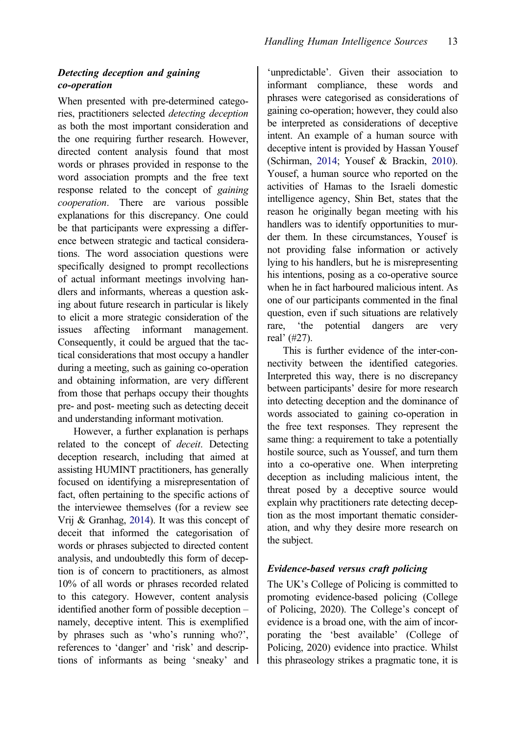### *Detecting deception and gaining co-operation*

When presented with pre-determined categories, practitioners selected *detecting deception* as both the most important consideration and the one requiring further research. However, directed content analysis found that most words or phrases provided in response to the word association prompts and the free text response related to the concept of *gaining cooperation*. There are various possible explanations for this discrepancy. One could be that participants were expressing a difference between strategic and tactical considerations. The word association questions were specifically designed to prompt recollections of actual informant meetings involving handlers and informants, whereas a question asking about future research in particular is likely to elicit a more strategic consideration of the issues affecting informant management. Consequently, it could be argued that the tactical considerations that most occupy a handler during a meeting, such as gaining co-operation and obtaining information, are very different from those that perhaps occupy their thoughts pre- and post- meeting such as detecting deceit and understanding informant motivation.

However, a further explanation is perhaps related to the concept of *deceit*. Detecting deception research, including that aimed at assisting HUMINT practitioners, has generally focused on identifying a misrepresentation of fact, often pertaining to the specific actions of the interviewee themselves (for a review see Vrij & Granhag, 2014). It was this concept of deceit that informed the categorisation of words or phrases subjected to directed content analysis, and undoubtedly this form of deception is of concern to practitioners, as almost 10% of all words or phrases recorded related to this category. However, content analysis identified another form of possible deception – namely, deceptive intent. This is exemplified by phrases such as 'who's running who?', references to 'danger' and 'risk' and descriptions of informants as being 'sneaky' and 'unpredictable'. Given their association to informant compliance, these words and phrases were categorised as considerations of gaining co-operation; however, they could also be interpreted as considerations of deceptive intent. An example of a human source with deceptive intent is provided by Hassan Yousef (Schirman, 2014; Yousef & Brackin, 2010). Yousef, a human source who reported on the activities of Hamas to the Israeli domestic intelligence agency, Shin Bet, states that the reason he originally began meeting with his handlers was to identify opportunities to murder them. In these circumstances, Yousef is not providing false information or actively lying to his handlers, but he is misrepresenting his intentions, posing as a co-operative source when he in fact harboured malicious intent. As one of our participants commented in the final question, even if such situations are relatively rare, 'the potential dangers are very real' (#27).

This is further evidence of the inter-connectivity between the identified categories. Interpreted this way, there is no discrepancy between participants' desire for more research into detecting deception and the dominance of words associated to gaining co-operation in the free text responses. They represent the same thing: a requirement to take a potentially hostile source, such as Youssef, and turn them into a co-operative one. When interpreting deception as including malicious intent, the threat posed by a deceptive source would explain why practitioners rate detecting deception as the most important thematic consideration, and why they desire more research on the subject.

### *Evidence-based versus craft policing*

The UK's College of Policing is committed to promoting evidence-based policing (College of Policing, 2020). The College's concept of evidence is a broad one, with the aim of incorporating the 'best available' (College of Policing, 2020) evidence into practice. Whilst this phraseology strikes a pragmatic tone, it is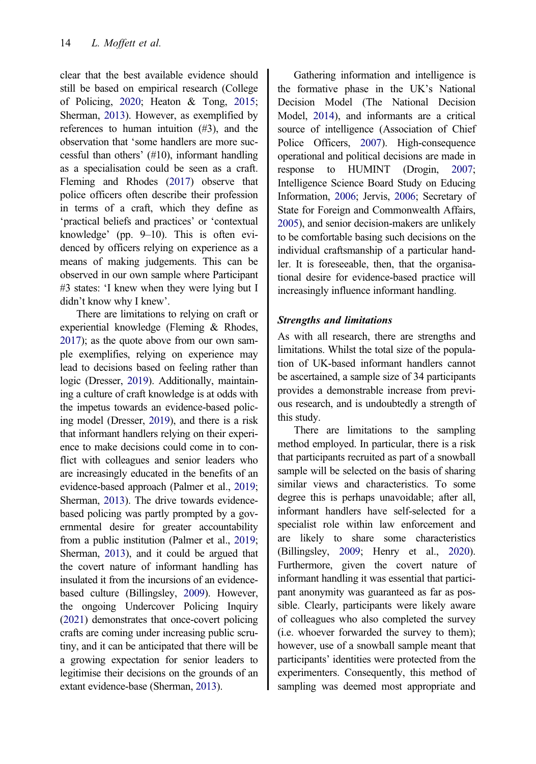clear that the best available evidence should still be based on empirical research (College of Policing, 2020; Heaton & Tong, 2015; Sherman, 2013). However, as exemplified by references to human intuition (#3), and the observation that 'some handlers are more successful than others' (#10), informant handling as a specialisation could be seen as a craft. Fleming and Rhodes (2017) observe that police officers often describe their profession in terms of a craft, which they define as 'practical beliefs and practices' or 'contextual knowledge' (pp. 9–10). This is often evidenced by officers relying on experience as a means of making judgements. This can be observed in our own sample where Participant #3 states: 'I knew when they were lying but I didn't know why I knew'.

There are limitations to relying on craft or experiential knowledge (Fleming & Rhodes, 2017); as the quote above from our own sample exemplifies, relying on experience may lead to decisions based on feeling rather than logic (Dresser, 2019). Additionally, maintaining a culture of craft knowledge is at odds with the impetus towards an evidence-based policing model (Dresser, 2019), and there is a risk that informant handlers relying on their experience to make decisions could come in to conflict with colleagues and senior leaders who are increasingly educated in the benefits of an evidence-based approach (Palmer et al., 2019; Sherman, 2013). The drive towards evidence-based policing was partly prompted by a governmental desire for greater accountability from a public institution (Palmer et al., 2019; Sherman, 2013), and it could be argued that the covert nature of informant handling has insulated it from the incursions of an evidence-based culture (Billingsley, 2009). However, the ongoing Undercover Policing Inquiry (2021) demonstrates that once-covert policing crafts are coming under increasing public scrutiny, and it can be anticipated that there will be a growing expectation for senior leaders to legitimise their decisions on the grounds of an extant evidence-base (Sherman, 2013).

Gathering information and intelligence is the formative phase in the UK's National Decision Model (The National Decision Model, 2014), and informants are a critical source of intelligence (Association of Chief Police Officers, 2007). High-consequence operational and political decisions are made in response to HUMINT (Drogin, 2007; Intelligence Science Board Study on Educing Information, 2006; Jervis, 2006; Secretary of State for Foreign and Commonwealth Affairs, 2005), and senior decision-makers are unlikely to be comfortable basing such decisions on the individual craftsmanship of a particular handler. It is foreseeable, then, that the organisational desire for evidence-based practice will increasingly influence informant handling.

### *Strengths and limitations*

As with all research, there are strengths and limitations. Whilst the total size of the population of UK-based informant handlers cannot be ascertained, a sample size of 34 participants provides a demonstrable increase from previous research, and is undoubtedly a strength of this study.

There are limitations to the sampling method employed. In particular, there is a risk that participants recruited as part of a snowball sample will be selected on the basis of sharing similar views and characteristics. To some degree this is perhaps unavoidable; after all, informant handlers have self-selected for a specialist role within law enforcement and are likely to share some characteristics (Billingsley, 2009; Henry et al., 2020). Furthermore, given the covert nature of informant handling it was essential that participant anonymity was guaranteed as far as possible. Clearly, participants were likely aware of colleagues who also completed the survey (i.e. whoever forwarded the survey to them); however, use of a snowball sample meant that participants' identities were protected from the experimenters. Consequently, this method of sampling was deemed most appropriate and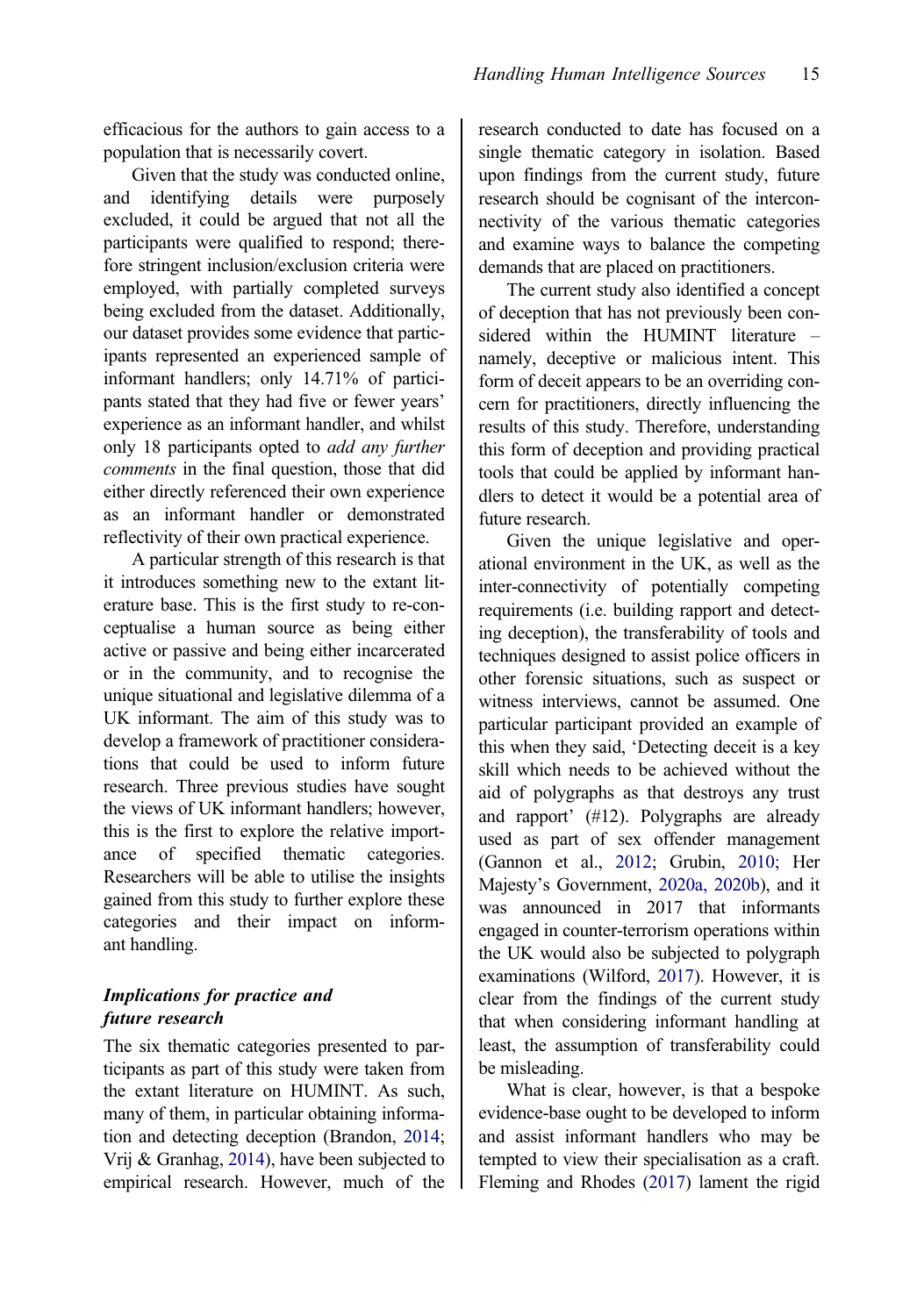efficacious for the authors to gain access to a population that is necessarily covert.

Given that the study was conducted online, and identifying details were purposely excluded, it could be argued that not all the participants were qualified to respond; therefore stringent inclusion/exclusion criteria were employed, with partially completed surveys being excluded from the dataset. Additionally, our dataset provides some evidence that participants represented an experienced sample of informant handlers; only 14.71% of participants stated that they had five or fewer years' experience as an informant handler, and whilst only 18 participants opted to *add any further comments* in the final question, those that did either directly referenced their own experience as an informant handler or demonstrated reflectivity of their own practical experience.

A particular strength of this research is that it introduces something new to the extant literature base. This is the first study to re-conceptualise a human source as being either active or passive and being either incarcerated or in the community, and to recognise the unique situational and legislative dilemma of a UK informant. The aim of this study was to develop a framework of practitioner considerations that could be used to inform future research. Three previous studies have sought the views of UK informant handlers; however, this is the first to explore the relative importance of specified thematic categories. Researchers will be able to utilise the insights gained from this study to further explore these categories and their impact on informant handling.

### *Implications for practice and future research*

The six thematic categories presented to participants as part of this study were taken from the extant literature on HUMINT. As such, many of them, in particular obtaining information and detecting deception (Brandon, 2014; Vrij & Granhag, 2014), have been subjected to empirical research. However, much of the research conducted to date has focused on a single thematic category in isolation. Based upon findings from the current study, future research should be cognisant of the interconnectivity of the various thematic categories and examine ways to balance the competing demands that are placed on practitioners.

The current study also identified a concept of deception that has not previously been considered within the HUMINT literature – namely, deceptive or malicious intent. This form of deceit appears to be an overriding concern for practitioners, directly influencing the results of this study. Therefore, understanding this form of deception and providing practical tools that could be applied by informant handlers to detect it would be a potential area of future research.

Given the unique legislative and operational environment in the UK, as well as the inter-connectivity of potentially competing requirements (i.e. building rapport and detecting deception), the transferability of tools and techniques designed to assist police officers in other forensic situations, such as suspect or witness interviews, cannot be assumed. One particular participant provided an example of this when they said, 'Detecting deceit is a key skill which needs to be achieved without the aid of polygraphs as that destroys any trust and rapport' (#12). Polygraphs are already used as part of sex offender management (Gannon et al., 2012; Grubin, 2010; Her Majesty's Government, 2020a, 2020b), and it was announced in 2017 that informants engaged in counter-terrorism operations within the UK would also be subjected to polygraph examinations (Wilford, 2017). However, it is clear from the findings of the current study that when considering informant handling at least, the assumption of transferability could be misleading.

What is clear, however, is that a bespoke evidence-base ought to be developed to inform and assist informant handlers who may be tempted to view their specialisation as a craft. Fleming and Rhodes (2017) lament the rigid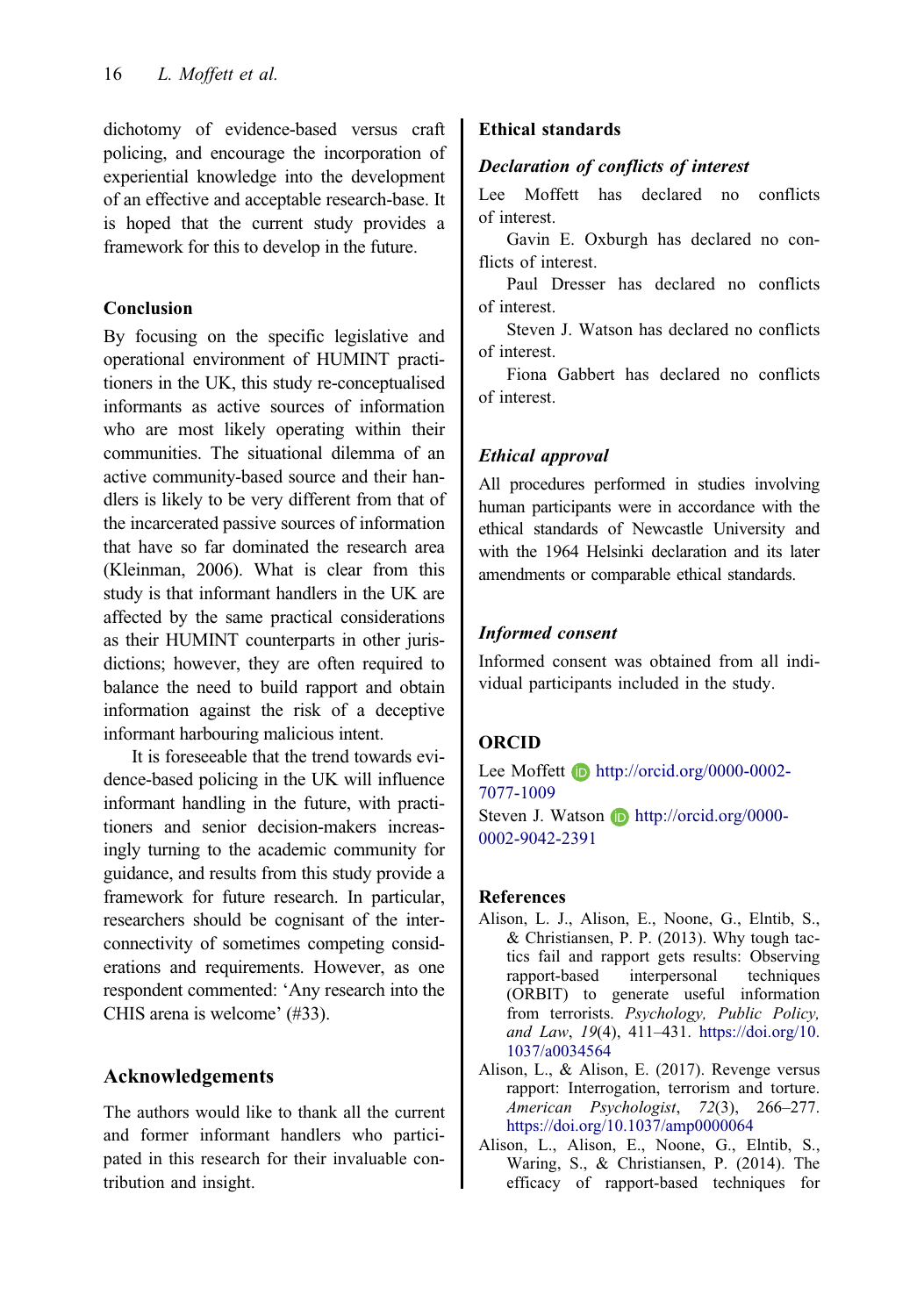dichotomy of evidence-based versus craft policing, and encourage the incorporation of experiential knowledge into the development of an effective and acceptable research-base. It is hoped that the current study provides a framework for this to develop in the future.

### Conclusion

By focusing on the specific legislative and operational environment of HUMINT practitioners in the UK, this study re-conceptualised informants as active sources of information who are most likely operating within their communities. The situational dilemma of an active community-based source and their handlers is likely to be very different from that of the incarcerated passive sources of information that have so far dominated the research area (Kleinman, 2006). What is clear from this study is that informant handlers in the UK are affected by the same practical considerations as their HUMINT counterparts in other jurisdictions; however, they are often required to balance the need to build rapport and obtain information against the risk of a deceptive informant harbouring malicious intent.

It is foreseeable that the trend towards evidence-based policing in the UK will influence informant handling in the future, with practitioners and senior decision-makers increasingly turning to the academic community for guidance, and results from this study provide a framework for future research. In particular, researchers should be cognisant of the interconnectivity of sometimes competing considerations and requirements. However, as one respondent commented: 'Any research into the CHIS arena is welcome' (#33).

## Acknowledgements

The authors would like to thank all the current and former informant handlers who participated in this research for their invaluable contribution and insight.

## Ethical standards

### *Declaration of conflicts of interest*

Lee Moffett has declared no conflicts of interest.

Gavin E. Oxburgh has declared no conflicts of interest.

Paul Dresser has declared no conflicts of interest.

Steven J. Watson has declared no conflicts of interest.

Fiona Gabbert has declared no conflicts of interest.

### *Ethical approval*

All procedures performed in studies involving human participants were in accordance with the ethical standards of Newcastle University and with the 1964 Helsinki declaration and its later amendments or comparable ethical standards.

### *Informed consent*

Informed consent was obtained from all individual participants included in the study.

## ORCID

Lee Moffett http://orcid.org/0000-0002-7077-1009

Steven J. Watson http://orcid.org/0000-0002-9042-2391

## References

Alison, L. J., Alison, E., Noone, G., Elntib, S., & Christiansen, P. P. (2013). Why tough tactics fail and rapport gets results: Observing rapport-based interpersonal techniques (ORBIT) to generate useful information from terrorists. *Psychology, Public Policy, and Law*, *19*(4), 411–431. https://doi.org/10.1037/a0034564

Alison, L., & Alison, E. (2017). Revenge versus rapport: Interrogation, terrorism and torture. *American Psychologist*, *72*(3), 266–277. https://doi.org/10.1037/amp0000064

Alison, L., Alison, E., Noone, G., Elntib, S., Waring, S., & Christiansen, P. (2014). The efficacy of rapport-based techniques for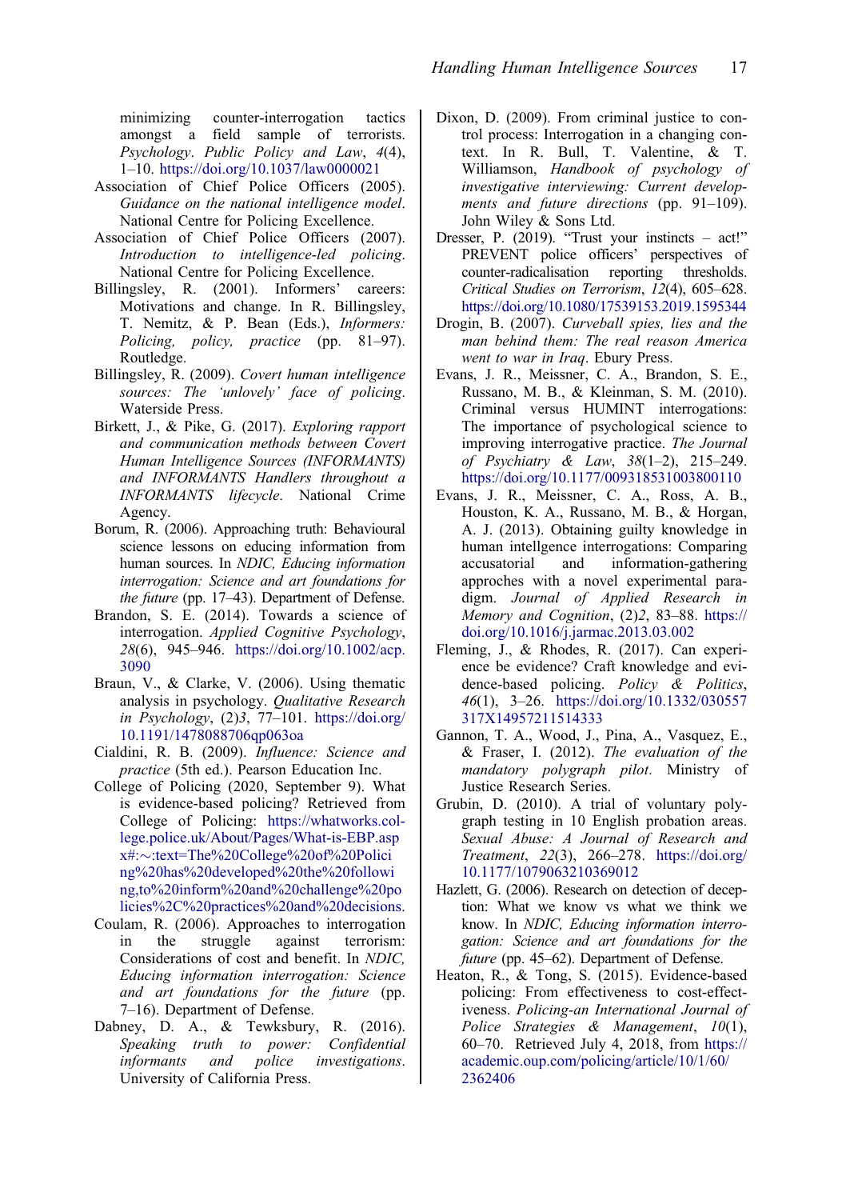minimizing counter-interrogation tactics amongst a field sample of terrorists. *Psychology. Public Policy and Law*, *4*(4), 1–10. https://doi.org/10.1037/law0000021

Association of Chief Police Officers (2005). *Guidance on the national intelligence model*. National Centre for Policing Excellence.

Association of Chief Police Officers (2007). *Introduction to intelligence-led policing*. National Centre for Policing Excellence.

Billingsley, R. (2001). Informers' careers: Motivations and change. In R. Billingsley, T. Nemitz, & P. Bean (Eds.), *Informers: Policing, policy, practice* (pp. 81–97). Routledge.

Billingsley, R. (2009). *Covert human intelligence sources: The 'unlovely' face of policing*. Waterside Press.

Birkett, J., & Pike, G. (2017). *Exploring rapport and communication methods between Covert Human Intelligence Sources (INFORMANTS) and INFORMANTS Handlers throughout a INFORMANTS lifecycle*. National Crime Agency.

Borum, R. (2006). Approaching truth: Behavioural science lessons on educing information from human sources. In *NDIC, Educing information interrogation: Science and art foundations for the future* (pp. 17–43). Department of Defense.

Brandon, S. E. (2014). Towards a science of interrogation. *Applied Cognitive Psychology*, *28*(6), 945–946. https://doi.org/10.1002/acp.3090

Braun, V., & Clarke, V. (2006). Using thematic analysis in psychology. *Qualitative Research in Psychology*, (2)*3*, 77–101. https://doi.org/10.1191/1478088706qp063oa

Cialdini, R. B. (2009). *Influence: Science and practice* (5th ed.). Pearson Education Inc.

College of Policing (2020, September 9). What is evidence-based policing? Retrieved from College of Policing: https://whatworks.college.police.uk/About/Pages/What-is-EBP.aspx#:~:text=The%20College%20of%20Policing%20has%20developed%20the%20following,to%20inform%20and%20challenge%20policies%2C%20practices%20and%20decisions.

Coulam, R. (2006). Approaches to interrogation in the struggle against terrorism: Considerations of cost and benefit. In *NDIC, Educing information interrogation: Science and art foundations for the future* (pp. 7–16). Department of Defense.

Dabney, D. A., & Tewksbury, R. (2016). *Speaking truth to power: Confidential informants and police investigations*. University of California Press.

Dixon, D. (2009). From criminal justice to control process: Interrogation in a changing context. In R. Bull, T. Valentine, & T. Williamson, *Handbook of psychology of investigative interviewing: Current developments and future directions* (pp. 91–109). John Wiley & Sons Ltd.

Dresser, P. (2019). "Trust your instincts – act!" PREVENT police officers' perspectives of counter-radicalisation reporting thresholds. *Critical Studies on Terrorism*, *12*(4), 605–628. https://doi.org/10.1080/17539153.2019.1595344

Drogin, B. (2007). *Curveball spies, lies and the man behind them: The real reason America went to war in Iraq*. Ebury Press.

Evans, J. R., Meissner, C. A., Brandon, S. E., Russano, M. B., & Kleinman, S. M. (2010). Criminal versus HUMINT interrogations: The importance of psychological science to improving interrogative practice. *The Journal of Psychiatry & Law*, *38*(1–2), 215–249. https://doi.org/10.1177/009318531003800110

Evans, J. R., Meissner, C. A., Ross, A. B., Houston, K. A., Russano, M. B., & Horgan, A. J. (2013). Obtaining guilty knowledge in human intellgence interrogations: Comparing accusatorial and information-gathering approches with a novel experimental paradigm. *Journal of Applied Research in Memory and Cognition*, (2)*2*, 83–88. https://doi.org/10.1016/j.jarmac.2013.03.002

Fleming, J., & Rhodes, R. (2017). Can experience be evidence? Craft knowledge and evidence-based policing. *Policy & Politics*, *46*(1), 3–26. https://doi.org/10.1332/030557317X14957211514333

Gannon, T. A., Wood, J., Pina, A., Vasquez, E., & Fraser, I. (2012). *The evaluation of the mandatory polygraph pilot*. Ministry of Justice Research Series.

Grubin, D. (2010). A trial of voluntary polygraph testing in 10 English probation areas. *Sexual Abuse: A Journal of Research and Treatment*, *22*(3), 266–278. https://doi.org/10.1177/1079063210369012

Hazlett, G. (2006). Research on detection of deception: What we know vs what we think we know. In *NDIC, Educing information interrogation: Science and art foundations for the future* (pp. 45–62). Department of Defense.

Heaton, R., & Tong, S. (2015). Evidence-based policing: From effectiveness to cost-effectiveness. *Policing-an International Journal of Police Strategies & Management*, *10*(1), 60–70. Retrieved July 4, 2018, from https://academic.oup.com/policing/article/10/1/60/2362406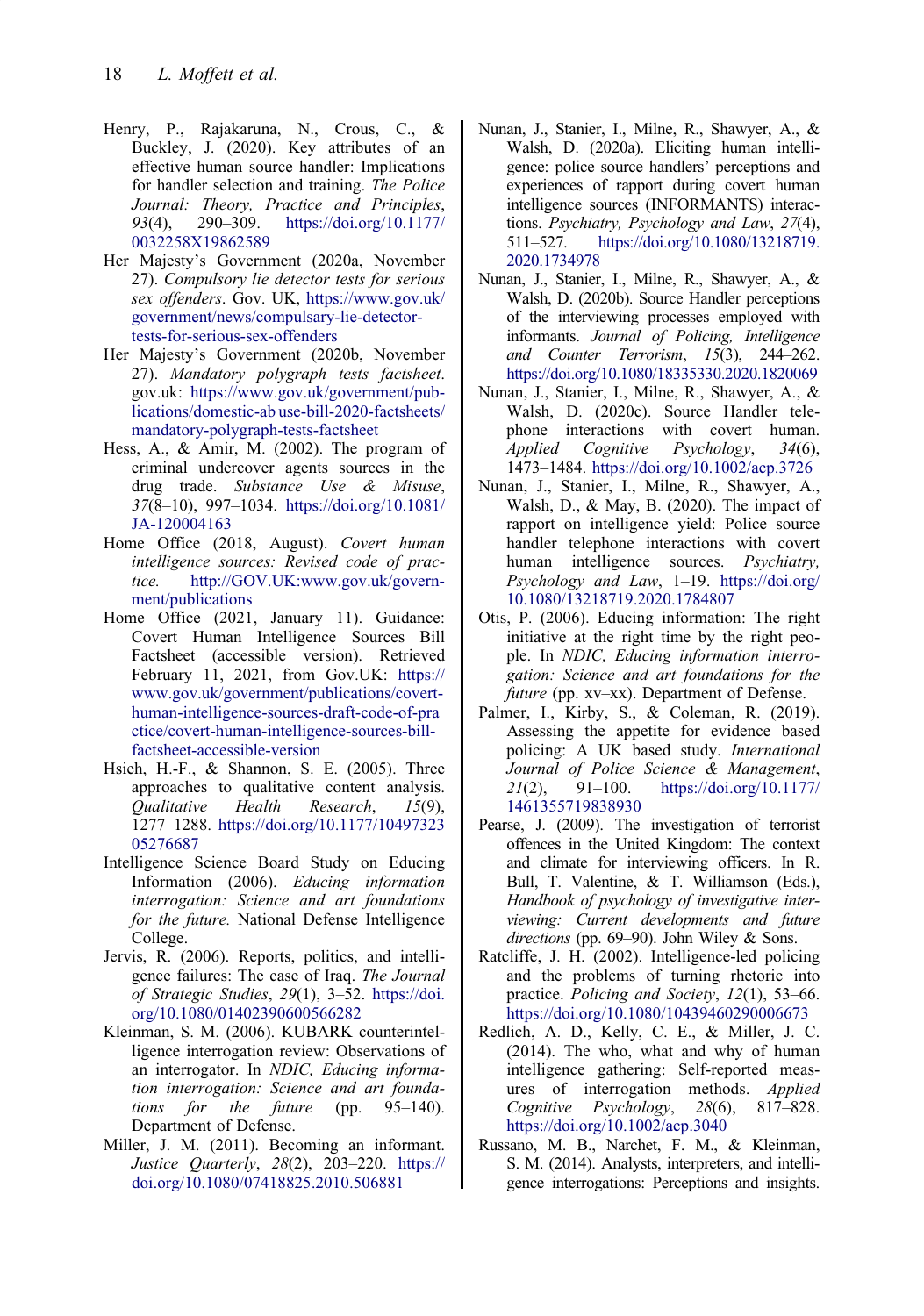Henry, P., Rajakaruna, N., Crous, C., & Buckley, J. (2020). Key attributes of an effective human source handler: Implications for handler selection and training. *The Police Journal: Theory, Practice and Principles*, *93*(4), 290–309. https://doi.org/10.1177/0032258X19862589

Her Majesty's Government (2020a, November 27). *Compulsory lie detector tests for serious sex offenders*. Gov. UK, https://www.gov.uk/government/news/compulsary-lie-detector-tests-for-serious-sex-offenders

Her Majesty's Government (2020b, November 27). *Mandatory polygraph tests factsheet*. gov.uk: https://www.gov.uk/government/publications/domestic-ab use-bill-2020-factsheets/mandatory-polygraph-tests-factsheet

Hess, A., & Amir, M. (2002). The program of criminal undercover agents sources in the drug trade. *Substance Use & Misuse*, *37*(8–10), 997–1034. https://doi.org/10.1081/JA-120004163

Home Office (2018, August). *Covert human intelligence sources: Revised code of practice.* http://GOV.UK:www.gov.uk/government/publications

Home Office (2021, January 11). Guidance: Covert Human Intelligence Sources Bill Factsheet (accessible version). Retrieved February 11, 2021, from Gov.UK: https://www.gov.uk/government/publications/covert-human-intelligence-sources-draft-code-of-practice/covert-human-intelligence-sources-bill-factsheet-accessible-version

Hsieh, H.-F., & Shannon, S. E. (2005). Three approaches to qualitative content analysis. *Qualitative Health Research*, *15*(9), 1277–1288. https://doi.org/10.1177/1049732305276687

Intelligence Science Board Study on Educing Information (2006). *Educing information interrogation: Science and art foundations for the future.* National Defense Intelligence College.

Jervis, R. (2006). Reports, politics, and intelligence failures: The case of Iraq. *The Journal of Strategic Studies*, *29*(1), 3–52. https://doi.org/10.1080/01402390600566282

Kleinman, S. M. (2006). KUBARK counterintelligence interrogation review: Observations of an interrogator. In *NDIC, Educing information interrogation: Science and art foundations for the future* (pp. 95–140). Department of Defense.

Miller, J. M. (2011). Becoming an informant. *Justice Quarterly*, *28*(2), 203–220. https://doi.org/10.1080/07418825.2010.506881

Nunan, J., Stanier, I., Milne, R., Shawyer, A., & Walsh, D. (2020a). Eliciting human intelligence: police source handlers' perceptions and experiences of rapport during covert human intelligence sources (INFORMANTS) interactions. *Psychiatry, Psychology and Law*, *27*(4), 511–527. https://doi.org/10.1080/13218719.2020.1734978

Nunan, J., Stanier, I., Milne, R., Shawyer, A., & Walsh, D. (2020b). Source Handler perceptions of the interviewing processes employed with informants. *Journal of Policing, Intelligence and Counter Terrorism*, *15*(3), 244–262. https://doi.org/10.1080/18335330.2020.1820069

Nunan, J., Stanier, I., Milne, R., Shawyer, A., & Walsh, D. (2020c). Source Handler telephone interactions with covert human. *Applied Cognitive Psychology*, *34*(6), 1473–1484. https://doi.org/10.1002/acp.3726

Nunan, J., Stanier, I., Milne, R., Shawyer, A., Walsh, D., & May, B. (2020). The impact of rapport on intelligence yield: Police source handler telephone interactions with covert human intelligence sources. *Psychiatry, Psychology and Law*, 1–19. https://doi.org/10.1080/13218719.2020.1784807

Otis, P. (2006). Educing information: The right initiative at the right time by the right people. In *NDIC, Educing information interrogation: Science and art foundations for the future* (pp. xv–xx). Department of Defense.

Palmer, I., Kirby, S., & Coleman, R. (2019). Assessing the appetite for evidence based policing: A UK based study. *International Journal of Police Science & Management*, *21*(2), 91–100. https://doi.org/10.1177/1461355719838930

Pearse, J. (2009). The investigation of terrorist offences in the United Kingdom: The context and climate for interviewing officers. In R. Bull, T. Valentine, & T. Williamson (Eds.), *Handbook of psychology of investigative interviewing: Current developments and future directions* (pp. 69–90). John Wiley & Sons.

Ratcliffe, J. H. (2002). Intelligence-led policing and the problems of turning rhetoric into practice. *Policing and Society*, *12*(1), 53–66. https://doi.org/10.1080/10439460290006673

Redlich, A. D., Kelly, C. E., & Miller, J. C. (2014). The who, what and why of human intelligence gathering: Self-reported measures of interrogation methods. *Applied Cognitive Psychology*, *28*(6), 817–828. https://doi.org/10.1002/acp.3040

Russano, M. B., Narchet, F. M., & Kleinman, S. M. (2014). Analysts, interpreters, and intelligence interrogations: Perceptions and insights.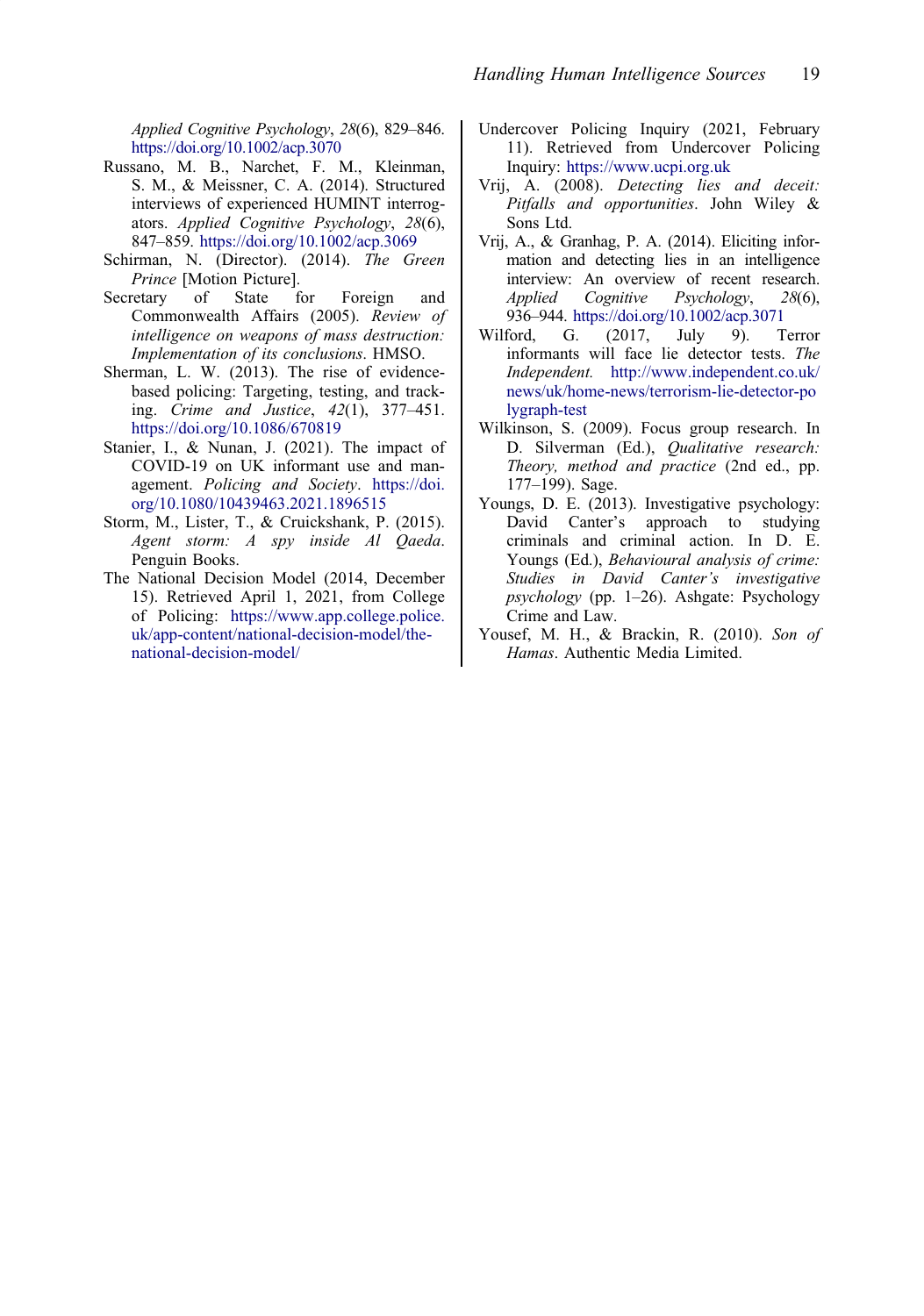*Applied Cognitive Psychology*, *28*(6), 829–846. https://doi.org/10.1002/acp.3070

Russano, M. B., Narchet, F. M., Kleinman, S. M., & Meissner, C. A. (2014). Structured interviews of experienced HUMINT interrogators. *Applied Cognitive Psychology*, *28*(6), 847–859. https://doi.org/10.1002/acp.3069

Schirman, N. (Director). (2014). *The Green Prince* [Motion Picture].

Secretary of State for Foreign and Commonwealth Affairs (2005). *Review of intelligence on weapons of mass destruction: Implementation of its conclusions*. HMSO.

Sherman, L. W. (2013). The rise of evidence-based policing: Targeting, testing, and tracking. *Crime and Justice*, *42*(1), 377–451. https://doi.org/10.1086/670819

Stanier, I., & Nunan, J. (2021). The impact of COVID-19 on UK informant use and management. *Policing and Society*. https://doi.org/10.1080/10439463.2021.1896515

Storm, M., Lister, T., & Cruickshank, P. (2015). *Agent storm: A spy inside Al Qaeda*. Penguin Books.

The National Decision Model (2014, December 15). Retrieved April 1, 2021, from College of Policing: https://www.app.college.police.uk/app-content/national-decision-model/the-national-decision-model/

Undercover Policing Inquiry (2021, February 11). Retrieved from Undercover Policing Inquiry: https://www.ucpi.org.uk

Vrij, A. (2008). *Detecting lies and deceit: Pitfalls and opportunities*. John Wiley & Sons Ltd.

Vrij, A., & Granhag, P. A. (2014). Eliciting information and detecting lies in an intelligence interview: An overview of recent research. *Applied Cognitive Psychology*, *28*(6), 936–944. https://doi.org/10.1002/acp.3071

Wilford, G. (2017, July 9). Terror informants will face lie detector tests. *The Independent.* http://www.independent.co.uk/news/uk/home-news/terrorism-lie-detector-polygraph-test

Wilkinson, S. (2009). Focus group research. In D. Silverman (Ed.), *Qualitative research: Theory, method and practice* (2nd ed., pp. 177–199). Sage.

Youngs, D. E. (2013). Investigative psychology: David Canter's approach to studying criminals and criminal action. In D. E. Youngs (Ed.), *Behavioural analysis of crime: Studies in David Canter's investigative psychology* (pp. 1–26). Ashgate: Psychology Crime and Law.

Yousef, M. H., & Brackin, R. (2010). *Son of Hamas*. Authentic Media Limited.